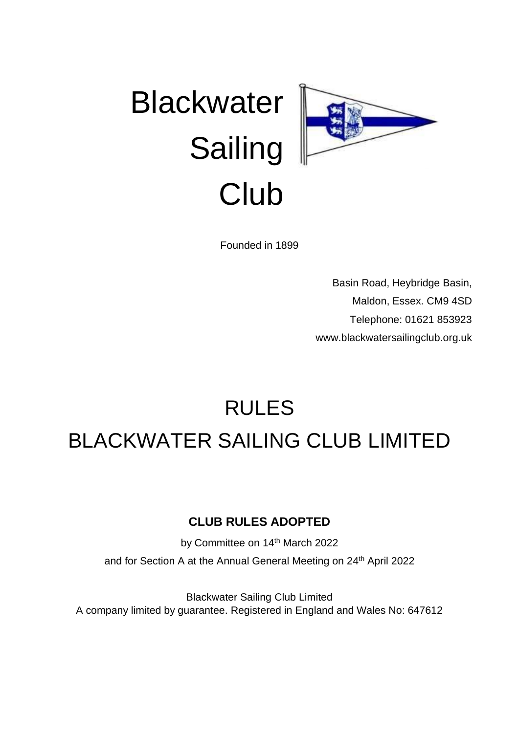# Blackwater Sailing Club

Founded in 1899

Basin Road, Heybridge Basin,
Maldon, Essex. CM9 4SD
Telephone: 01621 853923
www.blackwatersailingclub.org.uk

# RULES

# BLACKWATER SAILING CLUB LIMITED

**CLUB RULES ADOPTED**

by Committee on 14th March 2022

and for Section A at the Annual General Meeting on 24th April 2022

Blackwater Sailing Club Limited
A company limited by guarantee. Registered in England and Wales No: 647612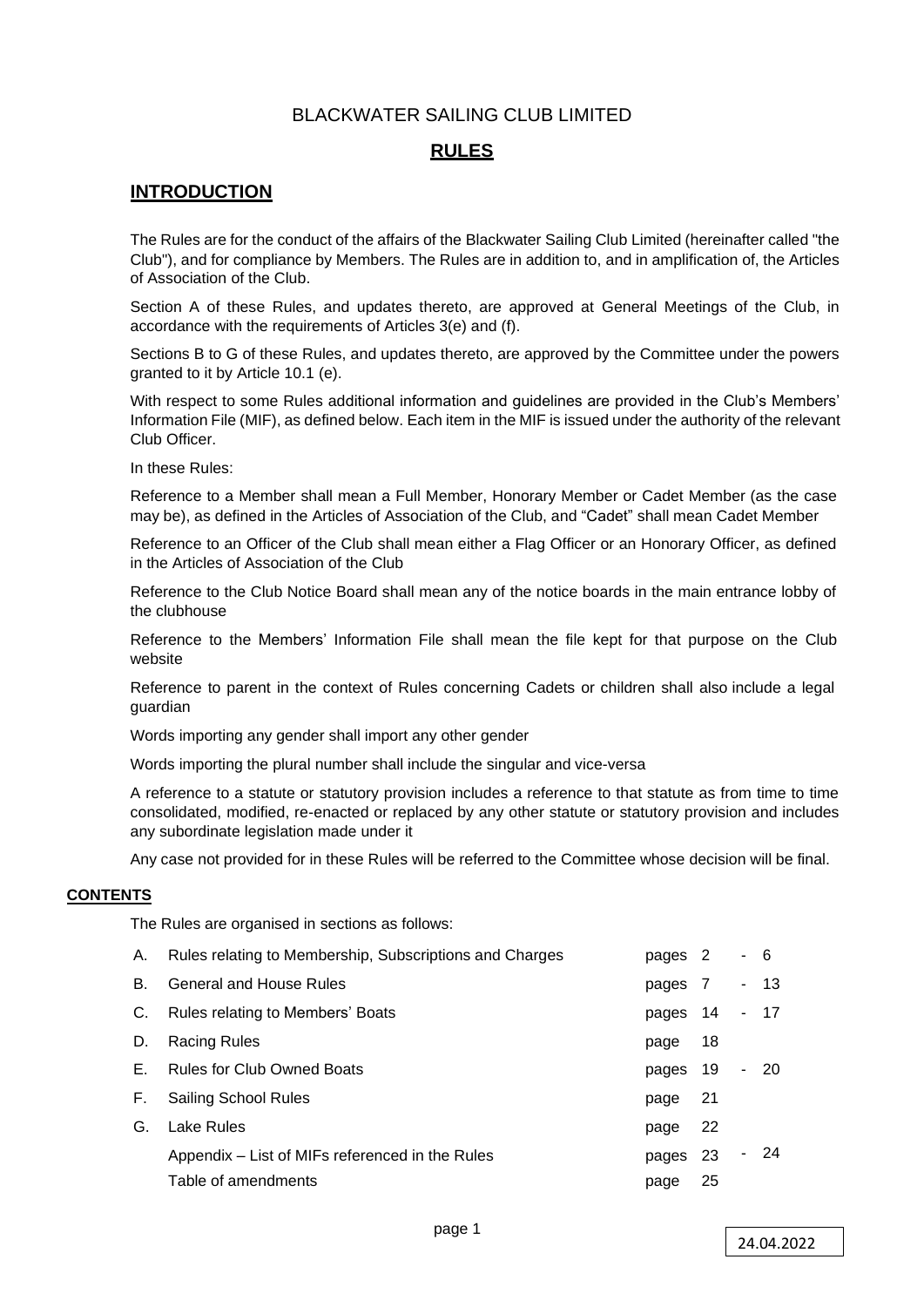# BLACKWATER SAILING CLUB LIMITED

## RULES

## INTRODUCTION

The Rules are for the conduct of the affairs of the Blackwater Sailing Club Limited (hereinafter called "the Club"), and for compliance by Members. The Rules are in addition to, and in amplification of, the Articles of Association of the Club.

Section A of these Rules, and updates thereto, are approved at General Meetings of the Club, in accordance with the requirements of Articles 3(e) and (f).

Sections B to G of these Rules, and updates thereto, are approved by the Committee under the powers granted to it by Article 10.1 (e).

With respect to some Rules additional information and guidelines are provided in the Club's Members' Information File (MIF), as defined below. Each item in the MIF is issued under the authority of the relevant Club Officer.

In these Rules:

Reference to a Member shall mean a Full Member, Honorary Member or Cadet Member (as the case may be), as defined in the Articles of Association of the Club, and "Cadet" shall mean Cadet Member

Reference to an Officer of the Club shall mean either a Flag Officer or an Honorary Officer, as defined in the Articles of Association of the Club

Reference to the Club Notice Board shall mean any of the notice boards in the main entrance lobby of the clubhouse

Reference to the Members' Information File shall mean the file kept for that purpose on the Club website

Reference to parent in the context of Rules concerning Cadets or children shall also include a legal guardian

Words importing any gender shall import any other gender

Words importing the plural number shall include the singular and vice-versa

A reference to a statute or statutory provision includes a reference to that statute as from time to time consolidated, modified, re-enacted or replaced by any other statute or statutory provision and includes any subordinate legislation made under it

Any case not provided for in these Rules will be referred to the Committee whose decision will be final.

**CONTENTS**

The Rules are organised in sections as follows:

| | | |
|---|---|---|
| A. | Rules relating to Membership, Subscriptions and Charges | pages 2 - 6 |
| B. | General and House Rules | pages 7 - 13 |
| C. | Rules relating to Members' Boats | pages 14 - 17 |
| D. | Racing Rules | page 18 |
| E. | Rules for Club Owned Boats | pages 19 - 20 |
| F. | Sailing School Rules | page 21 |
| G. | Lake Rules | page 22 |
| | Appendix – List of MIFs referenced in the Rules | pages 23 - 24 |
| | Table of amendments | page 25 |

24.04.2022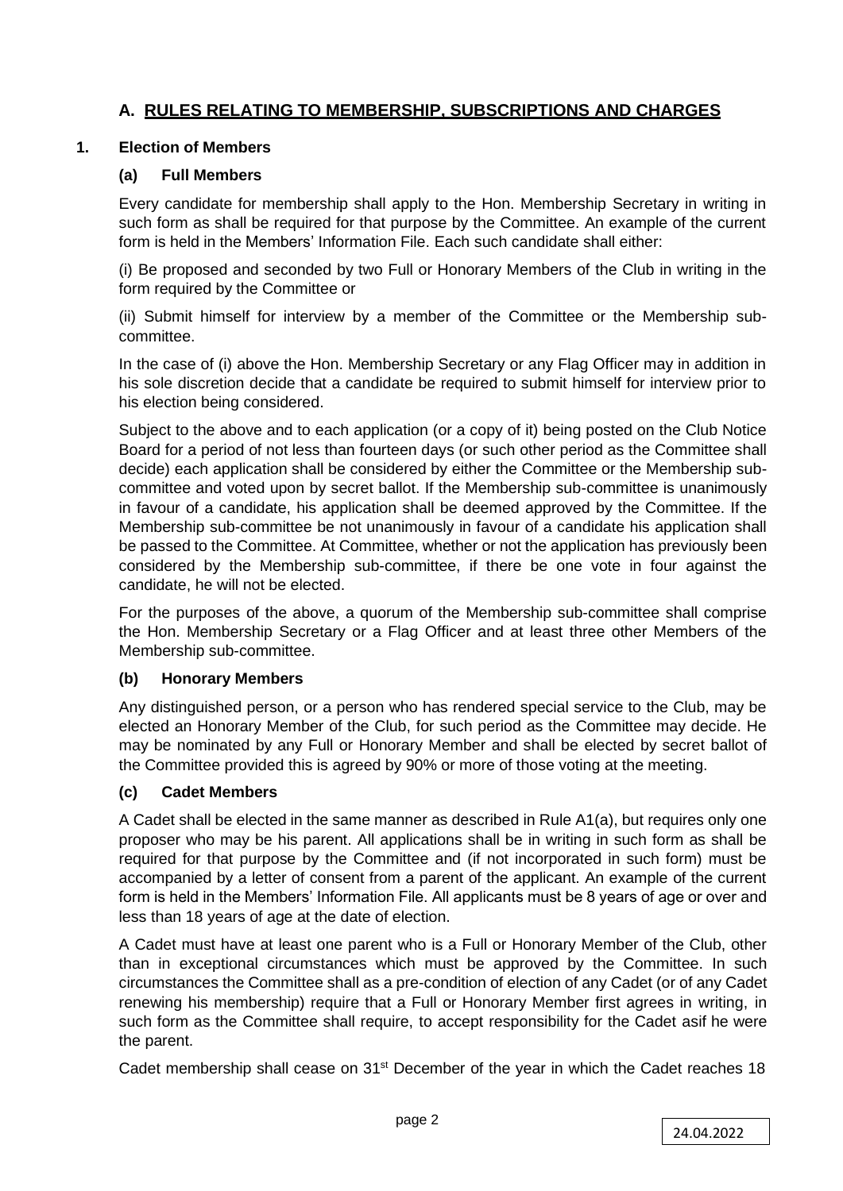## A. RULES RELATING TO MEMBERSHIP, SUBSCRIPTIONS AND CHARGES

### 1. Election of Members

#### (a) Full Members

Every candidate for membership shall apply to the Hon. Membership Secretary in writing in such form as shall be required for that purpose by the Committee. An example of the current form is held in the Members' Information File. Each such candidate shall either:

(i) Be proposed and seconded by two Full or Honorary Members of the Club in writing in the form required by the Committee or

(ii) Submit himself for interview by a member of the Committee or the Membership sub-committee.

In the case of (i) above the Hon. Membership Secretary or any Flag Officer may in addition in his sole discretion decide that a candidate be required to submit himself for interview prior to his election being considered.

Subject to the above and to each application (or a copy of it) being posted on the Club Notice Board for a period of not less than fourteen days (or such other period as the Committee shall decide) each application shall be considered by either the Committee or the Membership sub-committee and voted upon by secret ballot. If the Membership sub-committee is unanimously in favour of a candidate, his application shall be deemed approved by the Committee. If the Membership sub-committee be not unanimously in favour of a candidate his application shall be passed to the Committee. At Committee, whether or not the application has previously been considered by the Membership sub-committee, if there be one vote in four against the candidate, he will not be elected.

For the purposes of the above, a quorum of the Membership sub-committee shall comprise the Hon. Membership Secretary or a Flag Officer and at least three other Members of the Membership sub-committee.

#### (b) Honorary Members

Any distinguished person, or a person who has rendered special service to the Club, may be elected an Honorary Member of the Club, for such period as the Committee may decide. He may be nominated by any Full or Honorary Member and shall be elected by secret ballot of the Committee provided this is agreed by 90% or more of those voting at the meeting.

#### (c) Cadet Members

A Cadet shall be elected in the same manner as described in Rule A1(a), but requires only one proposer who may be his parent. All applications shall be in writing in such form as shall be required for that purpose by the Committee and (if not incorporated in such form) must be accompanied by a letter of consent from a parent of the applicant. An example of the current form is held in the Members' Information File. All applicants must be 8 years of age or over and less than 18 years of age at the date of election.

A Cadet must have at least one parent who is a Full or Honorary Member of the Club, other than in exceptional circumstances which must be approved by the Committee. In such circumstances the Committee shall as a pre-condition of election of any Cadet (or of any Cadet renewing his membership) require that a Full or Honorary Member first agrees in writing, in such form as the Committee shall require, to accept responsibility for the Cadet asif he were the parent.

Cadet membership shall cease on 31st December of the year in which the Cadet reaches 18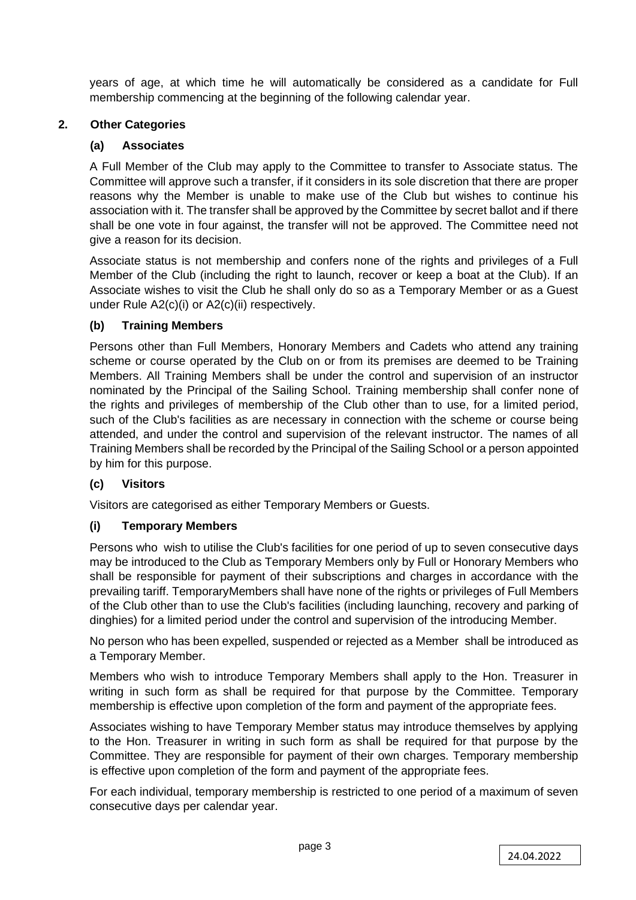years of age, at which time he will automatically be considered as a candidate for Full membership commencing at the beginning of the following calendar year.

## 2. Other Categories

### (a) Associates

A Full Member of the Club may apply to the Committee to transfer to Associate status. The Committee will approve such a transfer, if it considers in its sole discretion that there are proper reasons why the Member is unable to make use of the Club but wishes to continue his association with it. The transfer shall be approved by the Committee by secret ballot and if there shall be one vote in four against, the transfer will not be approved. The Committee need not give a reason for its decision.

Associate status is not membership and confers none of the rights and privileges of a Full Member of the Club (including the right to launch, recover or keep a boat at the Club). If an Associate wishes to visit the Club he shall only do so as a Temporary Member or as a Guest under Rule A2(c)(i) or A2(c)(ii) respectively.

### (b) Training Members

Persons other than Full Members, Honorary Members and Cadets who attend any training scheme or course operated by the Club on or from its premises are deemed to be Training Members. All Training Members shall be under the control and supervision of an instructor nominated by the Principal of the Sailing School. Training membership shall confer none of the rights and privileges of membership of the Club other than to use, for a limited period, such of the Club's facilities as are necessary in connection with the scheme or course being attended, and under the control and supervision of the relevant instructor. The names of all Training Members shall be recorded by the Principal of the Sailing School or a person appointed by him for this purpose.

### (c) Visitors

Visitors are categorised as either Temporary Members or Guests.

### (i) Temporary Members

Persons who wish to utilise the Club's facilities for one period of up to seven consecutive days may be introduced to the Club as Temporary Members only by Full or Honorary Members who shall be responsible for payment of their subscriptions and charges in accordance with the prevailing tariff. TemporaryMembers shall have none of the rights or privileges of Full Members of the Club other than to use the Club's facilities (including launching, recovery and parking of dinghies) for a limited period under the control and supervision of the introducing Member.

No person who has been expelled, suspended or rejected as a Member shall be introduced as a Temporary Member.

Members who wish to introduce Temporary Members shall apply to the Hon. Treasurer in writing in such form as shall be required for that purpose by the Committee. Temporary membership is effective upon completion of the form and payment of the appropriate fees.

Associates wishing to have Temporary Member status may introduce themselves by applying to the Hon. Treasurer in writing in such form as shall be required for that purpose by the Committee. They are responsible for payment of their own charges. Temporary membership is effective upon completion of the form and payment of the appropriate fees.

For each individual, temporary membership is restricted to one period of a maximum of seven consecutive days per calendar year.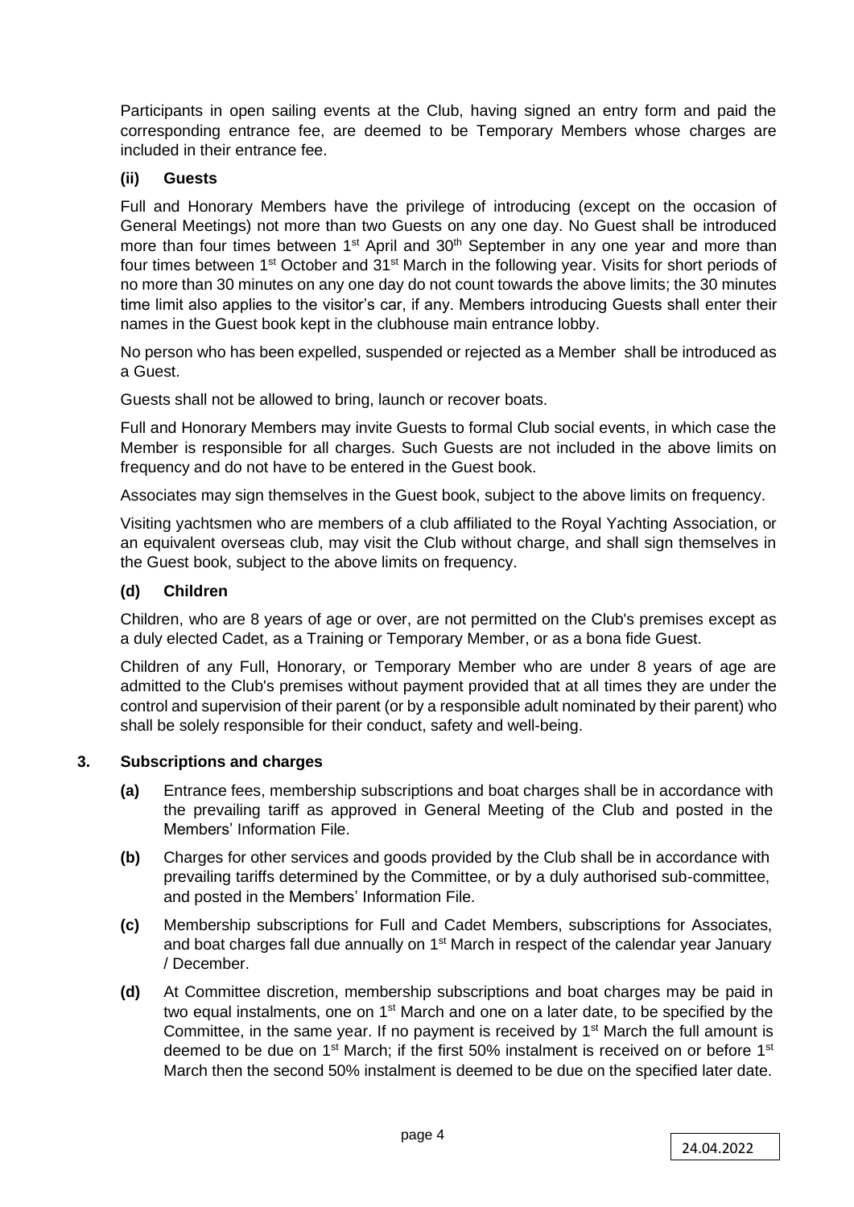Participants in open sailing events at the Club, having signed an entry form and paid the corresponding entrance fee, are deemed to be Temporary Members whose charges are included in their entrance fee.

#### (ii) Guests

Full and Honorary Members have the privilege of introducing (except on the occasion of General Meetings) not more than two Guests on any one day. No Guest shall be introduced more than four times between 1st April and 30th September in any one year and more than four times between 1st October and 31st March in the following year. Visits for short periods of no more than 30 minutes on any one day do not count towards the above limits; the 30 minutes time limit also applies to the visitor's car, if any. Members introducing Guests shall enter their names in the Guest book kept in the clubhouse main entrance lobby.

No person who has been expelled, suspended or rejected as a Member shall be introduced as a Guest.

Guests shall not be allowed to bring, launch or recover boats.

Full and Honorary Members may invite Guests to formal Club social events, in which case the Member is responsible for all charges. Such Guests are not included in the above limits on frequency and do not have to be entered in the Guest book.

Associates may sign themselves in the Guest book, subject to the above limits on frequency.

Visiting yachtsmen who are members of a club affiliated to the Royal Yachting Association, or an equivalent overseas club, may visit the Club without charge, and shall sign themselves in the Guest book, subject to the above limits on frequency.

#### (d) Children

Children, who are 8 years of age or over, are not permitted on the Club's premises except as a duly elected Cadet, as a Training or Temporary Member, or as a bona fide Guest.

Children of any Full, Honorary, or Temporary Member who are under 8 years of age are admitted to the Club's premises without payment provided that at all times they are under the control and supervision of their parent (or by a responsible adult nominated by their parent) who shall be solely responsible for their conduct, safety and well-being.

### 3. Subscriptions and charges

**(a)** Entrance fees, membership subscriptions and boat charges shall be in accordance with the prevailing tariff as approved in General Meeting of the Club and posted in the Members' Information File.

**(b)** Charges for other services and goods provided by the Club shall be in accordance with prevailing tariffs determined by the Committee, or by a duly authorised sub-committee, and posted in the Members' Information File.

**(c)** Membership subscriptions for Full and Cadet Members, subscriptions for Associates, and boat charges fall due annually on 1st March in respect of the calendar year January / December.

**(d)** At Committee discretion, membership subscriptions and boat charges may be paid in two equal instalments, one on 1st March and one on a later date, to be specified by the Committee, in the same year. If no payment is received by 1st March the full amount is deemed to be due on 1st March; if the first 50% instalment is received on or before 1st March then the second 50% instalment is deemed to be due on the specified later date.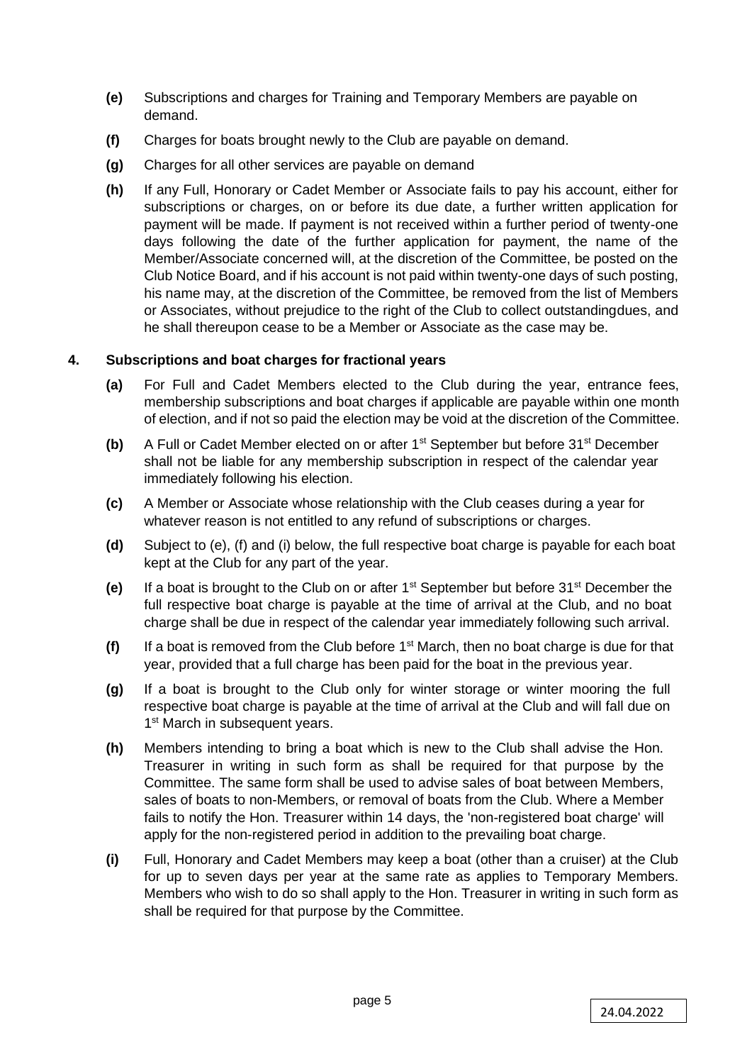- **(e)** Subscriptions and charges for Training and Temporary Members are payable on demand.
- **(f)** Charges for boats brought newly to the Club are payable on demand.
- **(g)** Charges for all other services are payable on demand
- **(h)** If any Full, Honorary or Cadet Member or Associate fails to pay his account, either for subscriptions or charges, on or before its due date, a further written application for payment will be made. If payment is not received within a further period of twenty-one days following the date of the further application for payment, the name of the Member/Associate concerned will, at the discretion of the Committee, be posted on the Club Notice Board, and if his account is not paid within twenty-one days of such posting, his name may, at the discretion of the Committee, be removed from the list of Members or Associates, without prejudice to the right of the Club to collect outstandingdues, and he shall thereupon cease to be a Member or Associate as the case may be.

**4. Subscriptions and boat charges for fractional years**

- **(a)** For Full and Cadet Members elected to the Club during the year, entrance fees, membership subscriptions and boat charges if applicable are payable within one month of election, and if not so paid the election may be void at the discretion of the Committee.
- **(b)** A Full or Cadet Member elected on or after 1st September but before 31st December shall not be liable for any membership subscription in respect of the calendar year immediately following his election.
- **(c)** A Member or Associate whose relationship with the Club ceases during a year for whatever reason is not entitled to any refund of subscriptions or charges.
- **(d)** Subject to (e), (f) and (i) below, the full respective boat charge is payable for each boat kept at the Club for any part of the year.
- **(e)** If a boat is brought to the Club on or after 1st September but before 31st December the full respective boat charge is payable at the time of arrival at the Club, and no boat charge shall be due in respect of the calendar year immediately following such arrival.
- **(f)** If a boat is removed from the Club before 1st March, then no boat charge is due for that year, provided that a full charge has been paid for the boat in the previous year.
- **(g)** If a boat is brought to the Club only for winter storage or winter mooring the full respective boat charge is payable at the time of arrival at the Club and will fall due on 1st March in subsequent years.
- **(h)** Members intending to bring a boat which is new to the Club shall advise the Hon. Treasurer in writing in such form as shall be required for that purpose by the Committee. The same form shall be used to advise sales of boat between Members, sales of boats to non-Members, or removal of boats from the Club. Where a Member fails to notify the Hon. Treasurer within 14 days, the 'non-registered boat charge' will apply for the non-registered period in addition to the prevailing boat charge.
- **(i)** Full, Honorary and Cadet Members may keep a boat (other than a cruiser) at the Club for up to seven days per year at the same rate as applies to Temporary Members. Members who wish to do so shall apply to the Hon. Treasurer in writing in such form as shall be required for that purpose by the Committee.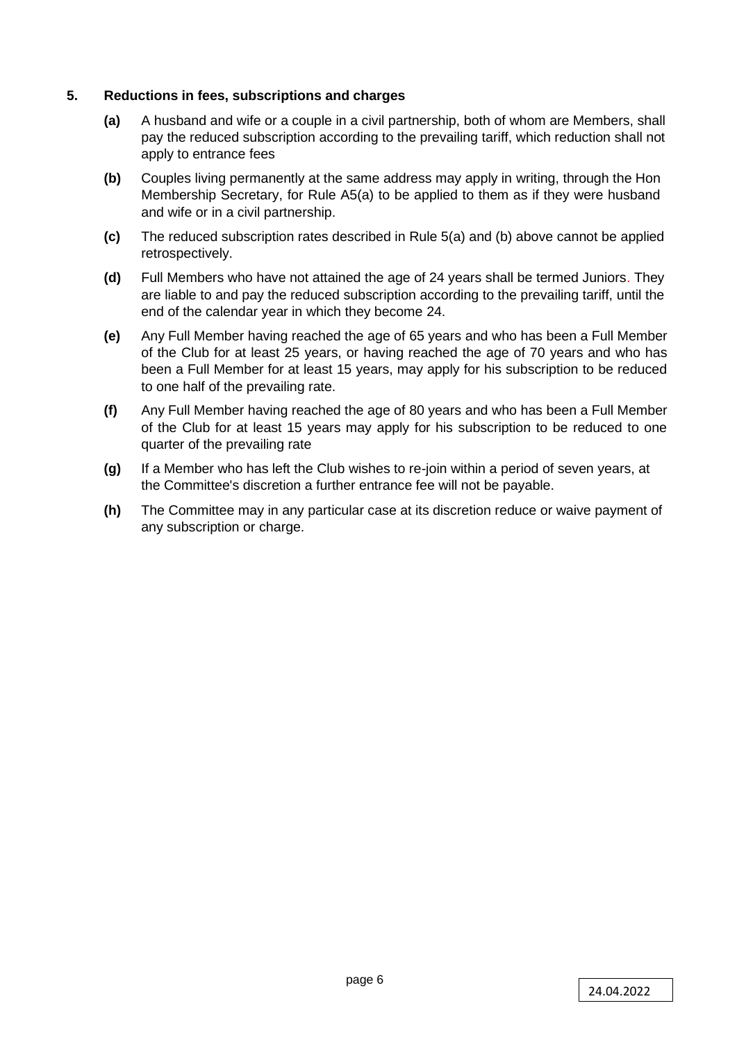### 5. Reductions in fees, subscriptions and charges

**(a)** A husband and wife or a couple in a civil partnership, both of whom are Members, shall pay the reduced subscription according to the prevailing tariff, which reduction shall not apply to entrance fees

**(b)** Couples living permanently at the same address may apply in writing, through the Hon Membership Secretary, for Rule A5(a) to be applied to them as if they were husband and wife or in a civil partnership.

**(c)** The reduced subscription rates described in Rule 5(a) and (b) above cannot be applied retrospectively.

**(d)** Full Members who have not attained the age of 24 years shall be termed Juniors. They are liable to and pay the reduced subscription according to the prevailing tariff, until the end of the calendar year in which they become 24.

**(e)** Any Full Member having reached the age of 65 years and who has been a Full Member of the Club for at least 25 years, or having reached the age of 70 years and who has been a Full Member for at least 15 years, may apply for his subscription to be reduced to one half of the prevailing rate.

**(f)** Any Full Member having reached the age of 80 years and who has been a Full Member of the Club for at least 15 years may apply for his subscription to be reduced to one quarter of the prevailing rate

**(g)** If a Member who has left the Club wishes to re-join within a period of seven years, at the Committee's discretion a further entrance fee will not be payable.

**(h)** The Committee may in any particular case at its discretion reduce or waive payment of any subscription or charge.

24.04.2022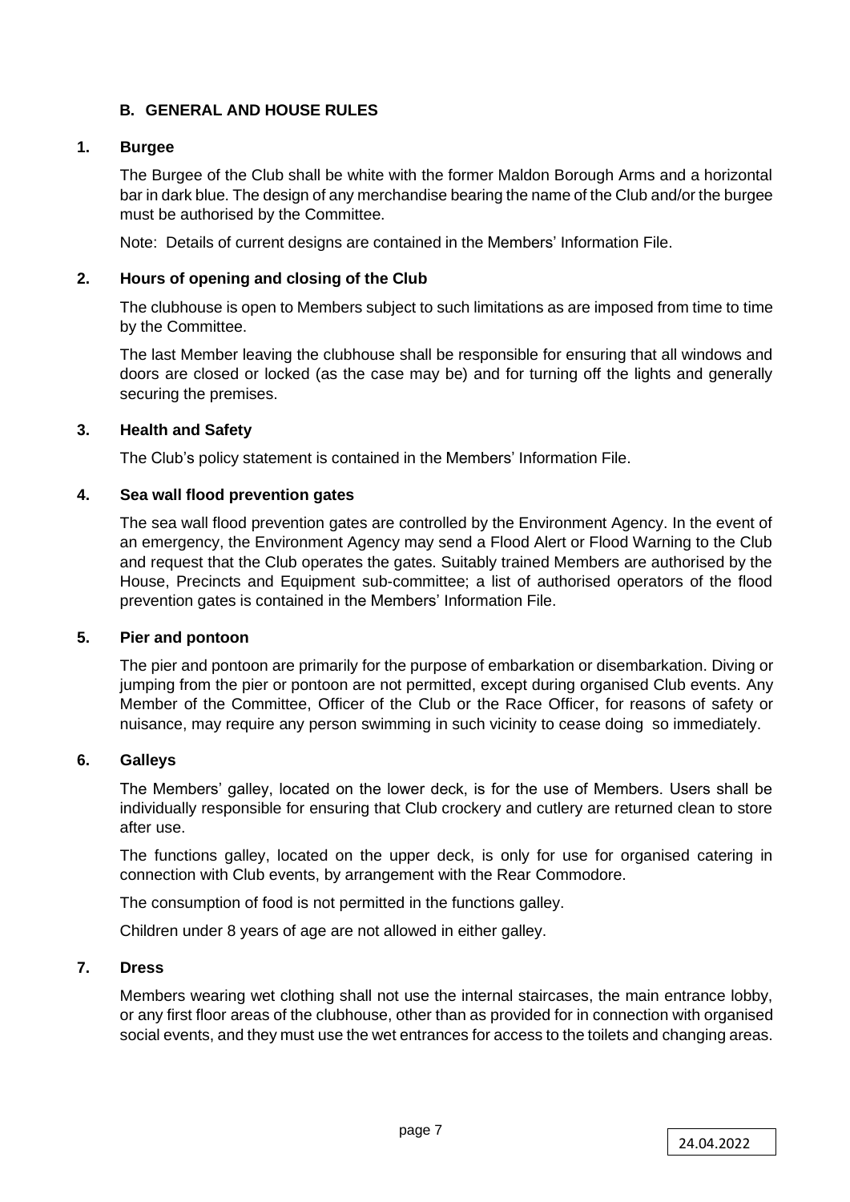## B. GENERAL AND HOUSE RULES

### 1. Burgee

The Burgee of the Club shall be white with the former Maldon Borough Arms and a horizontal bar in dark blue. The design of any merchandise bearing the name of the Club and/or the burgee must be authorised by the Committee.

Note: Details of current designs are contained in the Members' Information File.

### 2. Hours of opening and closing of the Club

The clubhouse is open to Members subject to such limitations as are imposed from time to time by the Committee.

The last Member leaving the clubhouse shall be responsible for ensuring that all windows and doors are closed or locked (as the case may be) and for turning off the lights and generally securing the premises.

### 3. Health and Safety

The Club's policy statement is contained in the Members' Information File.

### 4. Sea wall flood prevention gates

The sea wall flood prevention gates are controlled by the Environment Agency. In the event of an emergency, the Environment Agency may send a Flood Alert or Flood Warning to the Club and request that the Club operates the gates. Suitably trained Members are authorised by the House, Precincts and Equipment sub-committee; a list of authorised operators of the flood prevention gates is contained in the Members' Information File.

### 5. Pier and pontoon

The pier and pontoon are primarily for the purpose of embarkation or disembarkation. Diving or jumping from the pier or pontoon are not permitted, except during organised Club events. Any Member of the Committee, Officer of the Club or the Race Officer, for reasons of safety or nuisance, may require any person swimming in such vicinity to cease doing so immediately.

### 6. Galleys

The Members' galley, located on the lower deck, is for the use of Members. Users shall be individually responsible for ensuring that Club crockery and cutlery are returned clean to store after use.

The functions galley, located on the upper deck, is only for use for organised catering in connection with Club events, by arrangement with the Rear Commodore.

The consumption of food is not permitted in the functions galley.

Children under 8 years of age are not allowed in either galley.

### 7. Dress

Members wearing wet clothing shall not use the internal staircases, the main entrance lobby, or any first floor areas of the clubhouse, other than as provided for in connection with organised social events, and they must use the wet entrances for access to the toilets and changing areas.

24.04.2022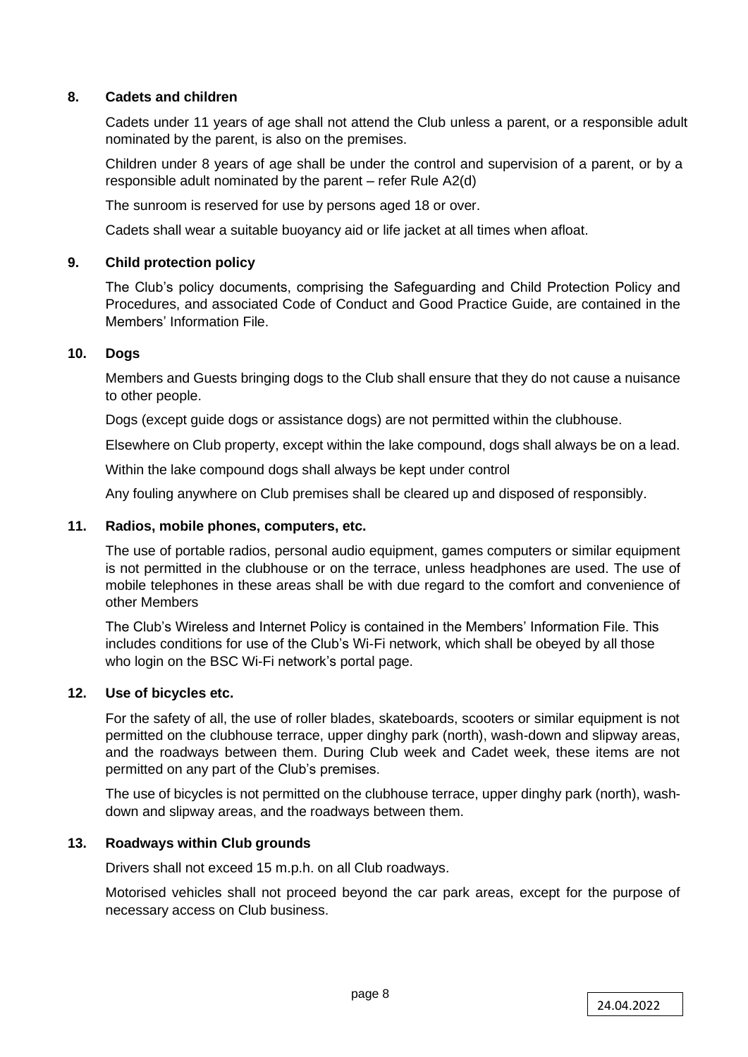## 8. Cadets and children

Cadets under 11 years of age shall not attend the Club unless a parent, or a responsible adult nominated by the parent, is also on the premises.

Children under 8 years of age shall be under the control and supervision of a parent, or by a responsible adult nominated by the parent – refer Rule A2(d)

The sunroom is reserved for use by persons aged 18 or over.

Cadets shall wear a suitable buoyancy aid or life jacket at all times when afloat.

## 9. Child protection policy

The Club's policy documents, comprising the Safeguarding and Child Protection Policy and Procedures, and associated Code of Conduct and Good Practice Guide, are contained in the Members' Information File.

## 10. Dogs

Members and Guests bringing dogs to the Club shall ensure that they do not cause a nuisance to other people.

Dogs (except guide dogs or assistance dogs) are not permitted within the clubhouse.

Elsewhere on Club property, except within the lake compound, dogs shall always be on a lead.

Within the lake compound dogs shall always be kept under control

Any fouling anywhere on Club premises shall be cleared up and disposed of responsibly.

## 11. Radios, mobile phones, computers, etc.

The use of portable radios, personal audio equipment, games computers or similar equipment is not permitted in the clubhouse or on the terrace, unless headphones are used. The use of mobile telephones in these areas shall be with due regard to the comfort and convenience of other Members

The Club's Wireless and Internet Policy is contained in the Members' Information File. This includes conditions for use of the Club's Wi-Fi network, which shall be obeyed by all those who login on the BSC Wi-Fi network's portal page.

## 12. Use of bicycles etc.

For the safety of all, the use of roller blades, skateboards, scooters or similar equipment is not permitted on the clubhouse terrace, upper dinghy park (north), wash-down and slipway areas, and the roadways between them. During Club week and Cadet week, these items are not permitted on any part of the Club's premises.

The use of bicycles is not permitted on the clubhouse terrace, upper dinghy park (north), wash-down and slipway areas, and the roadways between them.

## 13. Roadways within Club grounds

Drivers shall not exceed 15 m.p.h. on all Club roadways.

Motorised vehicles shall not proceed beyond the car park areas, except for the purpose of necessary access on Club business.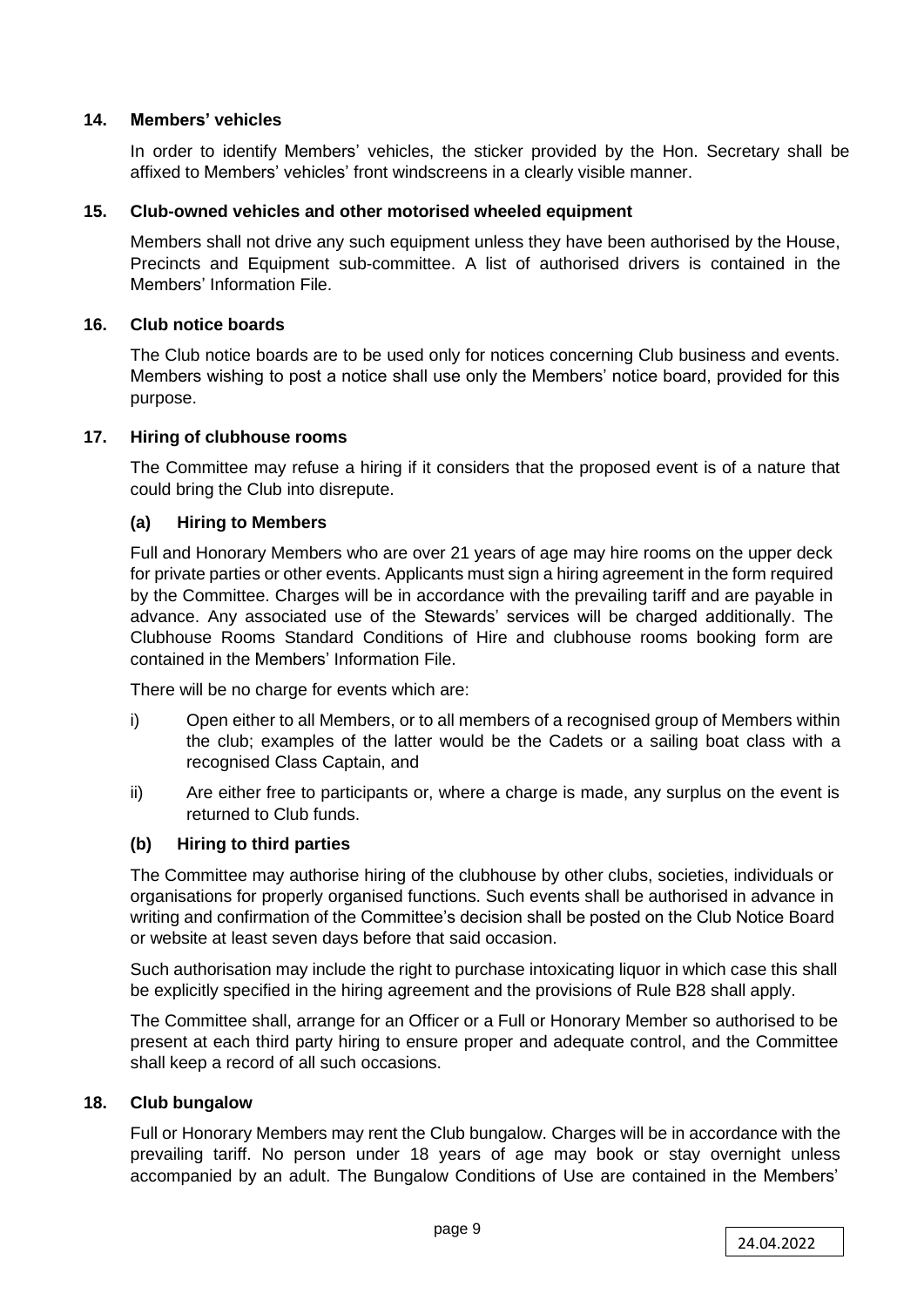### 14. Members' vehicles

In order to identify Members' vehicles, the sticker provided by the Hon. Secretary shall be affixed to Members' vehicles' front windscreens in a clearly visible manner.

### 15. Club-owned vehicles and other motorised wheeled equipment

Members shall not drive any such equipment unless they have been authorised by the House, Precincts and Equipment sub-committee. A list of authorised drivers is contained in the Members' Information File.

### 16. Club notice boards

The Club notice boards are to be used only for notices concerning Club business and events. Members wishing to post a notice shall use only the Members' notice board, provided for this purpose.

### 17. Hiring of clubhouse rooms

The Committee may refuse a hiring if it considers that the proposed event is of a nature that could bring the Club into disrepute.

#### (a) Hiring to Members

Full and Honorary Members who are over 21 years of age may hire rooms on the upper deck for private parties or other events. Applicants must sign a hiring agreement in the form required by the Committee. Charges will be in accordance with the prevailing tariff and are payable in advance. Any associated use of the Stewards' services will be charged additionally. The Clubhouse Rooms Standard Conditions of Hire and clubhouse rooms booking form are contained in the Members' Information File.

There will be no charge for events which are:

i) Open either to all Members, or to all members of a recognised group of Members within the club; examples of the latter would be the Cadets or a sailing boat class with a recognised Class Captain, and

ii) Are either free to participants or, where a charge is made, any surplus on the event is returned to Club funds.

#### (b) Hiring to third parties

The Committee may authorise hiring of the clubhouse by other clubs, societies, individuals or organisations for properly organised functions. Such events shall be authorised in advance in writing and confirmation of the Committee's decision shall be posted on the Club Notice Board or website at least seven days before that said occasion.

Such authorisation may include the right to purchase intoxicating liquor in which case this shall be explicitly specified in the hiring agreement and the provisions of Rule B28 shall apply.

The Committee shall, arrange for an Officer or a Full or Honorary Member so authorised to be present at each third party hiring to ensure proper and adequate control, and the Committee shall keep a record of all such occasions.

### 18. Club bungalow

Full or Honorary Members may rent the Club bungalow. Charges will be in accordance with the prevailing tariff. No person under 18 years of age may book or stay overnight unless accompanied by an adult. The Bungalow Conditions of Use are contained in the Members'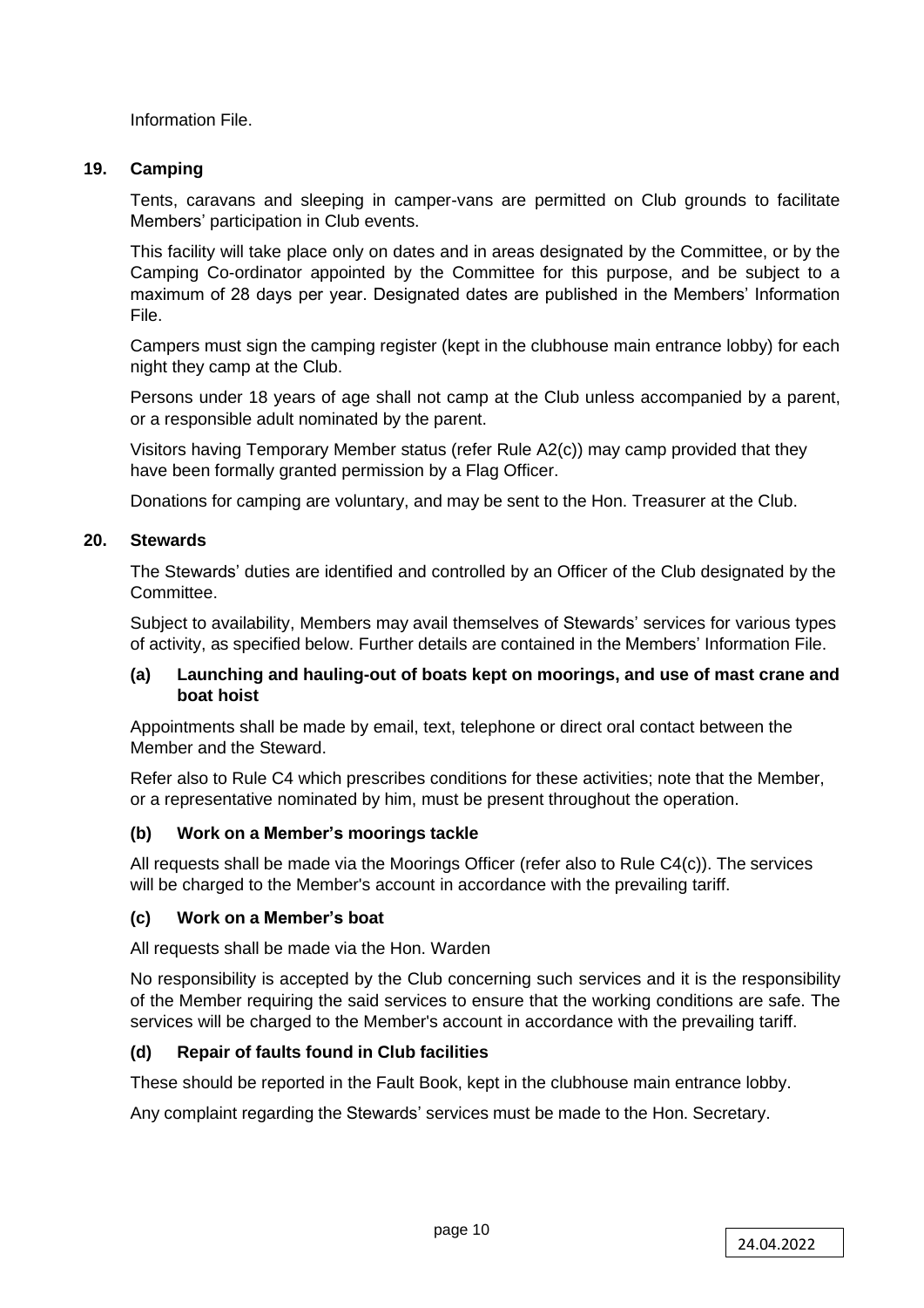Information File.

## 19. Camping

Tents, caravans and sleeping in camper-vans are permitted on Club grounds to facilitate Members' participation in Club events.

This facility will take place only on dates and in areas designated by the Committee, or by the Camping Co-ordinator appointed by the Committee for this purpose, and be subject to a maximum of 28 days per year. Designated dates are published in the Members' Information File.

Campers must sign the camping register (kept in the clubhouse main entrance lobby) for each night they camp at the Club.

Persons under 18 years of age shall not camp at the Club unless accompanied by a parent, or a responsible adult nominated by the parent.

Visitors having Temporary Member status (refer Rule A2(c)) may camp provided that they have been formally granted permission by a Flag Officer.

Donations for camping are voluntary, and may be sent to the Hon. Treasurer at the Club.

## 20. Stewards

The Stewards' duties are identified and controlled by an Officer of the Club designated by the Committee.

Subject to availability, Members may avail themselves of Stewards' services for various types of activity, as specified below. Further details are contained in the Members' Information File.

### (a) Launching and hauling-out of boats kept on moorings, and use of mast crane and boat hoist

Appointments shall be made by email, text, telephone or direct oral contact between the Member and the Steward.

Refer also to Rule C4 which prescribes conditions for these activities; note that the Member, or a representative nominated by him, must be present throughout the operation.

### (b) Work on a Member's moorings tackle

All requests shall be made via the Moorings Officer (refer also to Rule C4(c)). The services will be charged to the Member's account in accordance with the prevailing tariff.

### (c) Work on a Member's boat

All requests shall be made via the Hon. Warden

No responsibility is accepted by the Club concerning such services and it is the responsibility of the Member requiring the said services to ensure that the working conditions are safe. The services will be charged to the Member's account in accordance with the prevailing tariff.

### (d) Repair of faults found in Club facilities

These should be reported in the Fault Book, kept in the clubhouse main entrance lobby.

Any complaint regarding the Stewards' services must be made to the Hon. Secretary.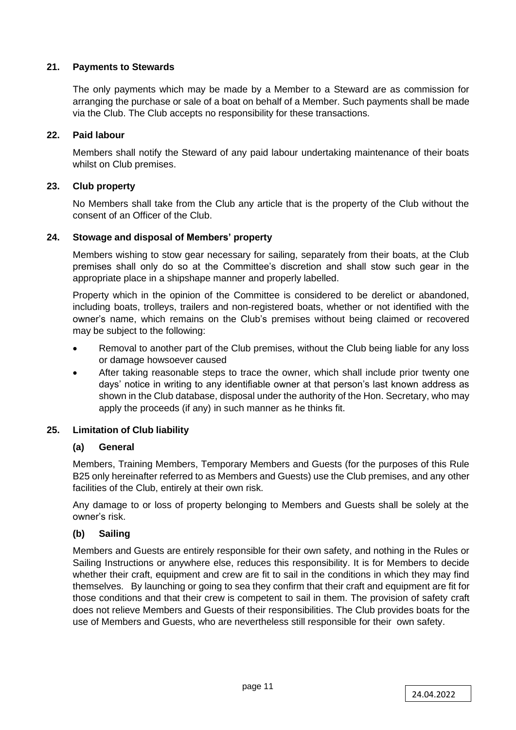## 21. Payments to Stewards

The only payments which may be made by a Member to a Steward are as commission for arranging the purchase or sale of a boat on behalf of a Member. Such payments shall be made via the Club. The Club accepts no responsibility for these transactions.

## 22. Paid labour

Members shall notify the Steward of any paid labour undertaking maintenance of their boats whilst on Club premises.

## 23. Club property

No Members shall take from the Club any article that is the property of the Club without the consent of an Officer of the Club.

## 24. Stowage and disposal of Members' property

Members wishing to stow gear necessary for sailing, separately from their boats, at the Club premises shall only do so at the Committee's discretion and shall stow such gear in the appropriate place in a shipshape manner and properly labelled.

Property which in the opinion of the Committee is considered to be derelict or abandoned, including boats, trolleys, trailers and non-registered boats, whether or not identified with the owner's name, which remains on the Club's premises without being claimed or recovered may be subject to the following:

- Removal to another part of the Club premises, without the Club being liable for any loss or damage howsoever caused
- After taking reasonable steps to trace the owner, which shall include prior twenty one days' notice in writing to any identifiable owner at that person's last known address as shown in the Club database, disposal under the authority of the Hon. Secretary, who may apply the proceeds (if any) in such manner as he thinks fit.

## 25. Limitation of Club liability

### (a) General

Members, Training Members, Temporary Members and Guests (for the purposes of this Rule B25 only hereinafter referred to as Members and Guests) use the Club premises, and any other facilities of the Club, entirely at their own risk.

Any damage to or loss of property belonging to Members and Guests shall be solely at the owner's risk.

### (b) Sailing

Members and Guests are entirely responsible for their own safety, and nothing in the Rules or Sailing Instructions or anywhere else, reduces this responsibility. It is for Members to decide whether their craft, equipment and crew are fit to sail in the conditions in which they may find themselves. By launching or going to sea they confirm that their craft and equipment are fit for those conditions and that their crew is competent to sail in them. The provision of safety craft does not relieve Members and Guests of their responsibilities. The Club provides boats for the use of Members and Guests, who are nevertheless still responsible for their own safety.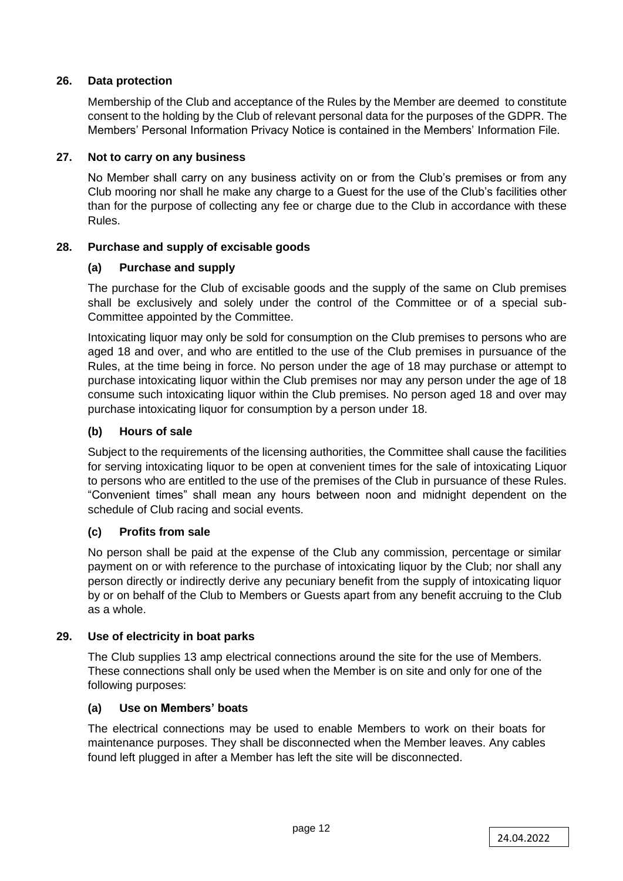## 26. Data protection

Membership of the Club and acceptance of the Rules by the Member are deemed to constitute consent to the holding by the Club of relevant personal data for the purposes of the GDPR. The Members' Personal Information Privacy Notice is contained in the Members' Information File.

## 27. Not to carry on any business

No Member shall carry on any business activity on or from the Club's premises or from any Club mooring nor shall he make any charge to a Guest for the use of the Club's facilities other than for the purpose of collecting any fee or charge due to the Club in accordance with these Rules.

## 28. Purchase and supply of excisable goods

### (a) Purchase and supply

The purchase for the Club of excisable goods and the supply of the same on Club premises shall be exclusively and solely under the control of the Committee or of a special sub-Committee appointed by the Committee.

Intoxicating liquor may only be sold for consumption on the Club premises to persons who are aged 18 and over, and who are entitled to the use of the Club premises in pursuance of the Rules, at the time being in force. No person under the age of 18 may purchase or attempt to purchase intoxicating liquor within the Club premises nor may any person under the age of 18 consume such intoxicating liquor within the Club premises. No person aged 18 and over may purchase intoxicating liquor for consumption by a person under 18.

### (b) Hours of sale

Subject to the requirements of the licensing authorities, the Committee shall cause the facilities for serving intoxicating liquor to be open at convenient times for the sale of intoxicating Liquor to persons who are entitled to the use of the premises of the Club in pursuance of these Rules. "Convenient times" shall mean any hours between noon and midnight dependent on the schedule of Club racing and social events.

### (c) Profits from sale

No person shall be paid at the expense of the Club any commission, percentage or similar payment on or with reference to the purchase of intoxicating liquor by the Club; nor shall any person directly or indirectly derive any pecuniary benefit from the supply of intoxicating liquor by or on behalf of the Club to Members or Guests apart from any benefit accruing to the Club as a whole.

## 29. Use of electricity in boat parks

The Club supplies 13 amp electrical connections around the site for the use of Members. These connections shall only be used when the Member is on site and only for one of the following purposes:

### (a) Use on Members' boats

The electrical connections may be used to enable Members to work on their boats for maintenance purposes. They shall be disconnected when the Member leaves. Any cables found left plugged in after a Member has left the site will be disconnected.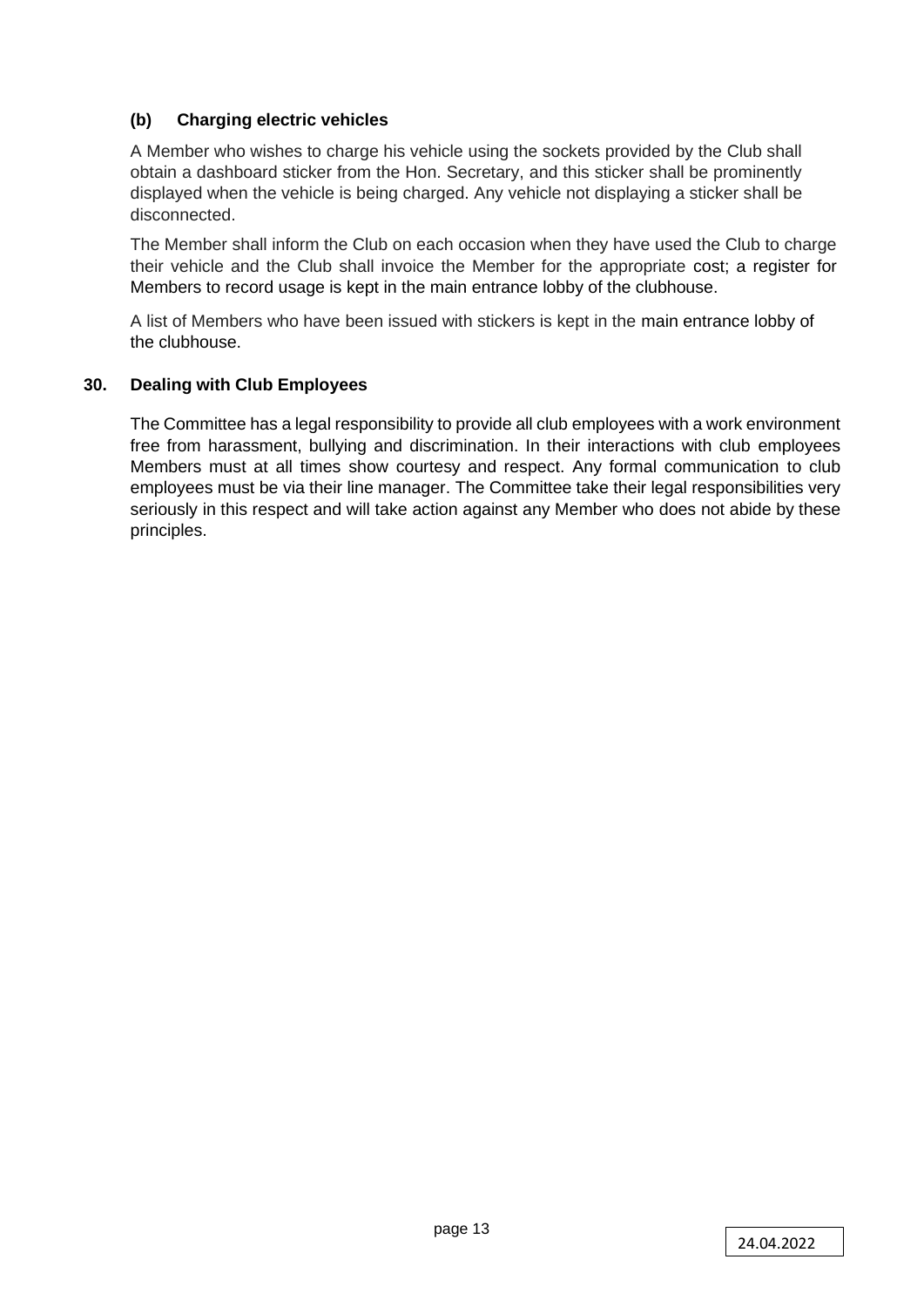### (b) Charging electric vehicles

A Member who wishes to charge his vehicle using the sockets provided by the Club shall obtain a dashboard sticker from the Hon. Secretary, and this sticker shall be prominently displayed when the vehicle is being charged. Any vehicle not displaying a sticker shall be disconnected.

The Member shall inform the Club on each occasion when they have used the Club to charge their vehicle and the Club shall invoice the Member for the appropriate cost; a register for Members to record usage is kept in the main entrance lobby of the clubhouse.

A list of Members who have been issued with stickers is kept in the main entrance lobby of the clubhouse.

## 30. Dealing with Club Employees

The Committee has a legal responsibility to provide all club employees with a work environment free from harassment, bullying and discrimination. In their interactions with club employees Members must at all times show courtesy and respect. Any formal communication to club employees must be via their line manager. The Committee take their legal responsibilities very seriously in this respect and will take action against any Member who does not abide by these principles.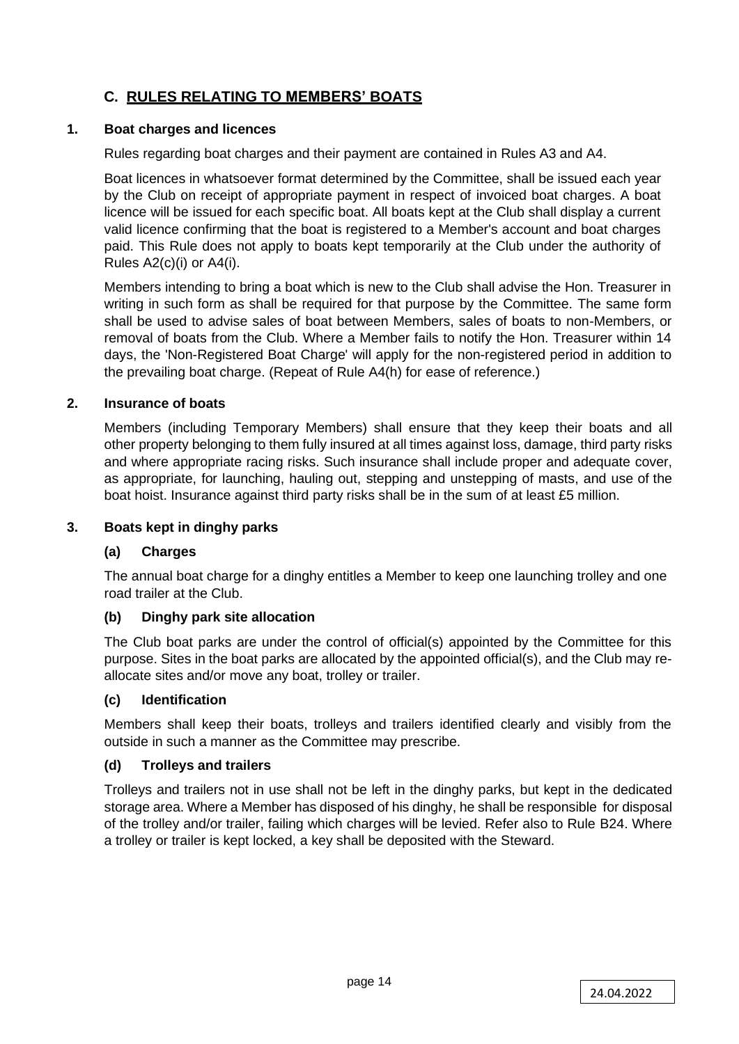## C. RULES RELATING TO MEMBERS' BOATS

### 1. Boat charges and licences

Rules regarding boat charges and their payment are contained in Rules A3 and A4.

Boat licences in whatsoever format determined by the Committee, shall be issued each year by the Club on receipt of appropriate payment in respect of invoiced boat charges. A boat licence will be issued for each specific boat. All boats kept at the Club shall display a current valid licence confirming that the boat is registered to a Member's account and boat charges paid. This Rule does not apply to boats kept temporarily at the Club under the authority of Rules A2(c)(i) or A4(i).

Members intending to bring a boat which is new to the Club shall advise the Hon. Treasurer in writing in such form as shall be required for that purpose by the Committee. The same form shall be used to advise sales of boat between Members, sales of boats to non-Members, or removal of boats from the Club. Where a Member fails to notify the Hon. Treasurer within 14 days, the 'Non-Registered Boat Charge' will apply for the non-registered period in addition to the prevailing boat charge. (Repeat of Rule A4(h) for ease of reference.)

### 2. Insurance of boats

Members (including Temporary Members) shall ensure that they keep their boats and all other property belonging to them fully insured at all times against loss, damage, third party risks and where appropriate racing risks. Such insurance shall include proper and adequate cover, as appropriate, for launching, hauling out, stepping and unstepping of masts, and use of the boat hoist. Insurance against third party risks shall be in the sum of at least £5 million.

### 3. Boats kept in dinghy parks

#### (a) Charges

The annual boat charge for a dinghy entitles a Member to keep one launching trolley and one road trailer at the Club.

#### (b) Dinghy park site allocation

The Club boat parks are under the control of official(s) appointed by the Committee for this purpose. Sites in the boat parks are allocated by the appointed official(s), and the Club may re-allocate sites and/or move any boat, trolley or trailer.

#### (c) Identification

Members shall keep their boats, trolleys and trailers identified clearly and visibly from the outside in such a manner as the Committee may prescribe.

#### (d) Trolleys and trailers

Trolleys and trailers not in use shall not be left in the dinghy parks, but kept in the dedicated storage area. Where a Member has disposed of his dinghy, he shall be responsible for disposal of the trolley and/or trailer, failing which charges will be levied. Refer also to Rule B24. Where a trolley or trailer is kept locked, a key shall be deposited with the Steward.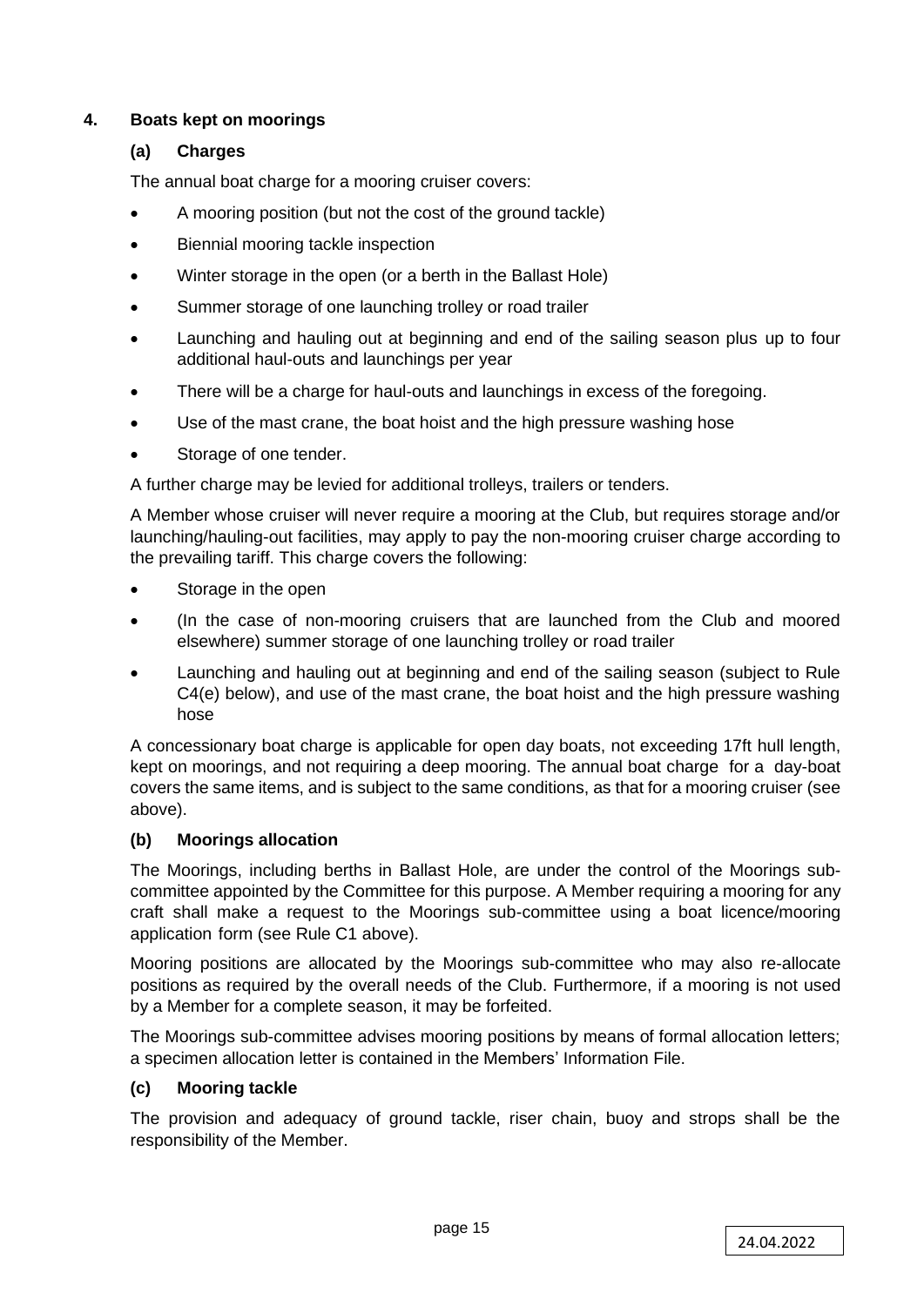## 4. Boats kept on moorings

### (a) Charges

The annual boat charge for a mooring cruiser covers:

- A mooring position (but not the cost of the ground tackle)
- Biennial mooring tackle inspection
- Winter storage in the open (or a berth in the Ballast Hole)
- Summer storage of one launching trolley or road trailer
- Launching and hauling out at beginning and end of the sailing season plus up to four additional haul-outs and launchings per year
- There will be a charge for haul-outs and launchings in excess of the foregoing.
- Use of the mast crane, the boat hoist and the high pressure washing hose
- Storage of one tender.

A further charge may be levied for additional trolleys, trailers or tenders.

A Member whose cruiser will never require a mooring at the Club, but requires storage and/or launching/hauling-out facilities, may apply to pay the non-mooring cruiser charge according to the prevailing tariff. This charge covers the following:

- Storage in the open
- (In the case of non-mooring cruisers that are launched from the Club and moored elsewhere) summer storage of one launching trolley or road trailer
- Launching and hauling out at beginning and end of the sailing season (subject to Rule C4(e) below), and use of the mast crane, the boat hoist and the high pressure washing hose

A concessionary boat charge is applicable for open day boats, not exceeding 17ft hull length, kept on moorings, and not requiring a deep mooring. The annual boat charge for a day-boat covers the same items, and is subject to the same conditions, as that for a mooring cruiser (see above).

### (b) Moorings allocation

The Moorings, including berths in Ballast Hole, are under the control of the Moorings sub-committee appointed by the Committee for this purpose. A Member requiring a mooring for any craft shall make a request to the Moorings sub-committee using a boat licence/mooring application form (see Rule C1 above).

Mooring positions are allocated by the Moorings sub-committee who may also re-allocate positions as required by the overall needs of the Club. Furthermore, if a mooring is not used by a Member for a complete season, it may be forfeited.

The Moorings sub-committee advises mooring positions by means of formal allocation letters; a specimen allocation letter is contained in the Members' Information File.

### (c) Mooring tackle

The provision and adequacy of ground tackle, riser chain, buoy and strops shall be the responsibility of the Member.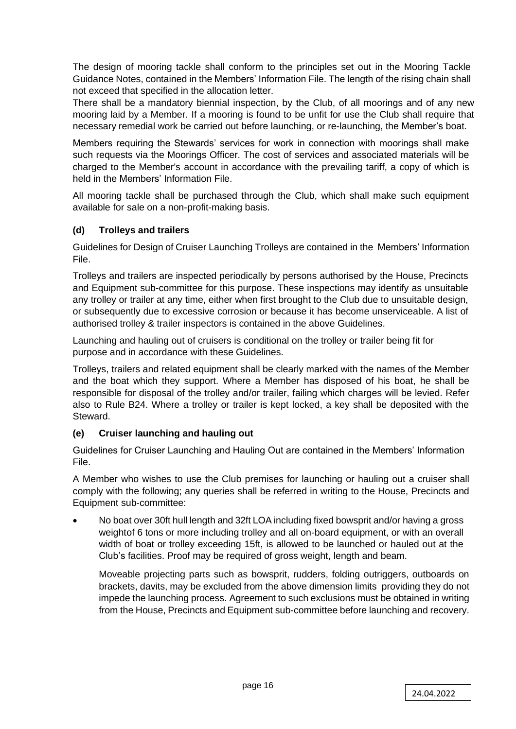The design of mooring tackle shall conform to the principles set out in the Mooring Tackle Guidance Notes, contained in the Members' Information File. The length of the rising chain shall not exceed that specified in the allocation letter.

There shall be a mandatory biennial inspection, by the Club, of all moorings and of any new mooring laid by a Member. If a mooring is found to be unfit for use the Club shall require that necessary remedial work be carried out before launching, or re-launching, the Member's boat.

Members requiring the Stewards' services for work in connection with moorings shall make such requests via the Moorings Officer. The cost of services and associated materials will be charged to the Member's account in accordance with the prevailing tariff, a copy of which is held in the Members' Information File.

All mooring tackle shall be purchased through the Club, which shall make such equipment available for sale on a non-profit-making basis.

### (d) Trolleys and trailers

Guidelines for Design of Cruiser Launching Trolleys are contained in the Members' Information File.

Trolleys and trailers are inspected periodically by persons authorised by the House, Precincts and Equipment sub-committee for this purpose. These inspections may identify as unsuitable any trolley or trailer at any time, either when first brought to the Club due to unsuitable design, or subsequently due to excessive corrosion or because it has become unserviceable. A list of authorised trolley & trailer inspectors is contained in the above Guidelines.

Launching and hauling out of cruisers is conditional on the trolley or trailer being fit for purpose and in accordance with these Guidelines.

Trolleys, trailers and related equipment shall be clearly marked with the names of the Member and the boat which they support. Where a Member has disposed of his boat, he shall be responsible for disposal of the trolley and/or trailer, failing which charges will be levied. Refer also to Rule B24. Where a trolley or trailer is kept locked, a key shall be deposited with the Steward.

### (e) Cruiser launching and hauling out

Guidelines for Cruiser Launching and Hauling Out are contained in the Members' Information File.

A Member who wishes to use the Club premises for launching or hauling out a cruiser shall comply with the following; any queries shall be referred in writing to the House, Precincts and Equipment sub-committee:

- No boat over 30ft hull length and 32ft LOA including fixed bowsprit and/or having a gross weightof 6 tons or more including trolley and all on-board equipment, or with an overall width of boat or trolley exceeding 15ft, is allowed to be launched or hauled out at the Club's facilities. Proof may be required of gross weight, length and beam.

  Moveable projecting parts such as bowsprit, rudders, folding outriggers, outboards on brackets, davits, may be excluded from the above dimension limits providing they do not impede the launching process. Agreement to such exclusions must be obtained in writing from the House, Precincts and Equipment sub-committee before launching and recovery.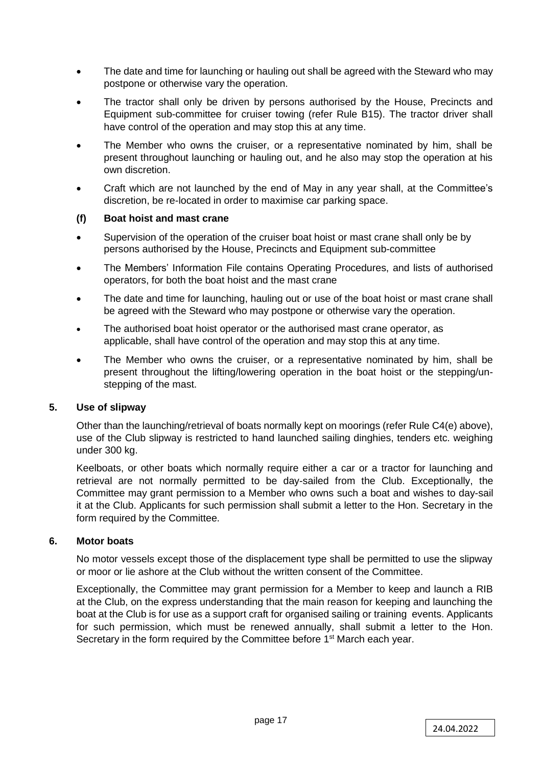- The date and time for launching or hauling out shall be agreed with the Steward who may postpone or otherwise vary the operation.
- The tractor shall only be driven by persons authorised by the House, Precincts and Equipment sub-committee for cruiser towing (refer Rule B15). The tractor driver shall have control of the operation and may stop this at any time.
- The Member who owns the cruiser, or a representative nominated by him, shall be present throughout launching or hauling out, and he also may stop the operation at his own discretion.
- Craft which are not launched by the end of May in any year shall, at the Committee's discretion, be re-located in order to maximise car parking space.

**(f) Boat hoist and mast crane**

- Supervision of the operation of the cruiser boat hoist or mast crane shall only be by persons authorised by the House, Precincts and Equipment sub-committee
- The Members' Information File contains Operating Procedures, and lists of authorised operators, for both the boat hoist and the mast crane
- The date and time for launching, hauling out or use of the boat hoist or mast crane shall be agreed with the Steward who may postpone or otherwise vary the operation.
- The authorised boat hoist operator or the authorised mast crane operator, as applicable, shall have control of the operation and may stop this at any time.
- The Member who owns the cruiser, or a representative nominated by him, shall be present throughout the lifting/lowering operation in the boat hoist or the stepping/un-stepping of the mast.

### 5. Use of slipway

Other than the launching/retrieval of boats normally kept on moorings (refer Rule C4(e) above), use of the Club slipway is restricted to hand launched sailing dinghies, tenders etc. weighing under 300 kg.

Keelboats, or other boats which normally require either a car or a tractor for launching and retrieval are not normally permitted to be day-sailed from the Club. Exceptionally, the Committee may grant permission to a Member who owns such a boat and wishes to day-sail it at the Club. Applicants for such permission shall submit a letter to the Hon. Secretary in the form required by the Committee.

### 6. Motor boats

No motor vessels except those of the displacement type shall be permitted to use the slipway or moor or lie ashore at the Club without the written consent of the Committee.

Exceptionally, the Committee may grant permission for a Member to keep and launch a RIB at the Club, on the express understanding that the main reason for keeping and launching the boat at the Club is for use as a support craft for organised sailing or training events. Applicants for such permission, which must be renewed annually, shall submit a letter to the Hon. Secretary in the form required by the Committee before 1st March each year.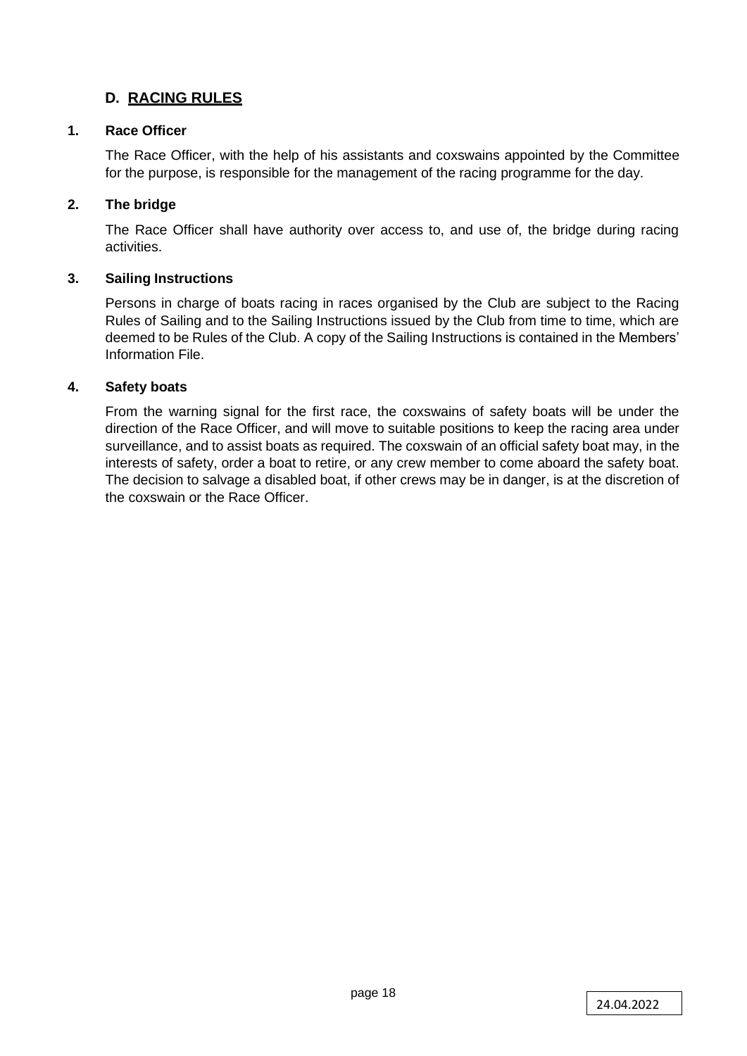## D. RACING RULES

### 1. Race Officer

The Race Officer, with the help of his assistants and coxswains appointed by the Committee for the purpose, is responsible for the management of the racing programme for the day.

### 2. The bridge

The Race Officer shall have authority over access to, and use of, the bridge during racing activities.

### 3. Sailing Instructions

Persons in charge of boats racing in races organised by the Club are subject to the Racing Rules of Sailing and to the Sailing Instructions issued by the Club from time to time, which are deemed to be Rules of the Club. A copy of the Sailing Instructions is contained in the Members' Information File.

### 4. Safety boats

From the warning signal for the first race, the coxswains of safety boats will be under the direction of the Race Officer, and will move to suitable positions to keep the racing area under surveillance, and to assist boats as required. The coxswain of an official safety boat may, in the interests of safety, order a boat to retire, or any crew member to come aboard the safety boat. The decision to salvage a disabled boat, if other crews may be in danger, is at the discretion of the coxswain or the Race Officer.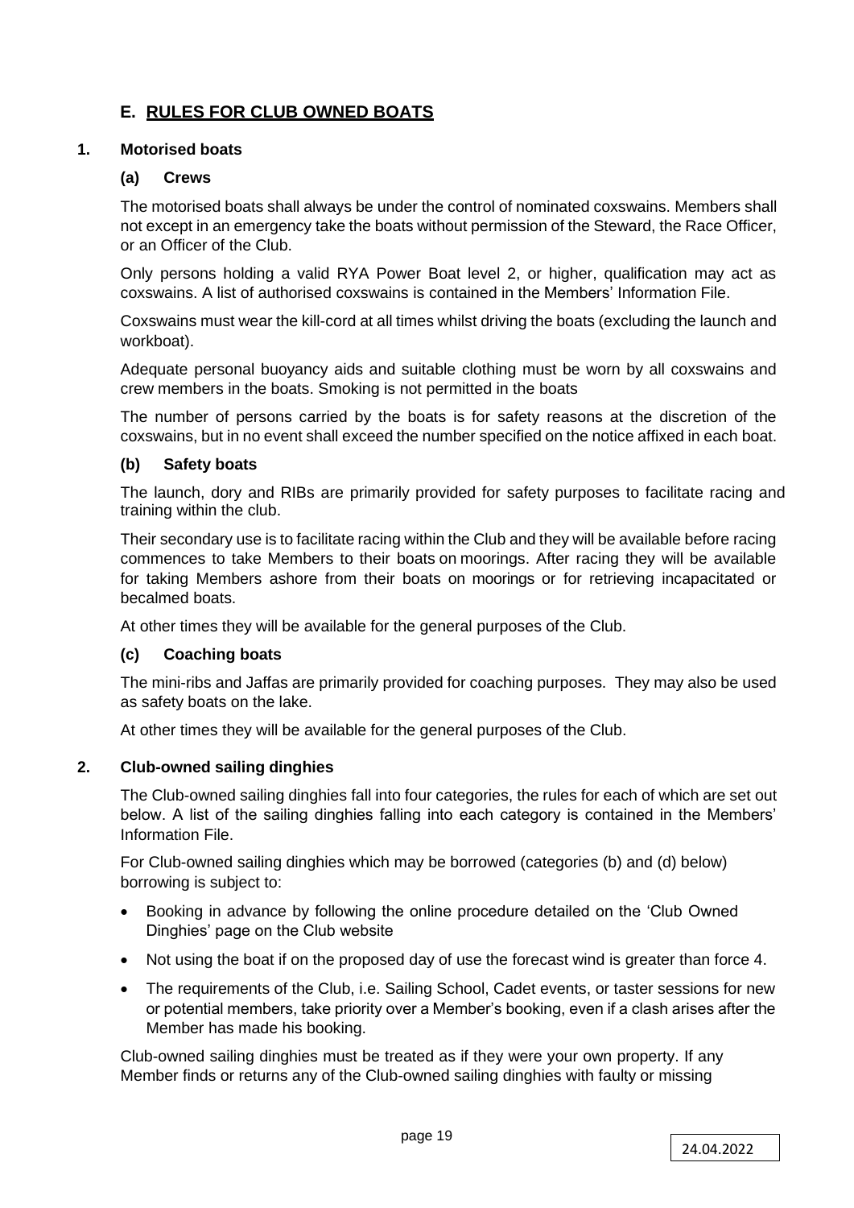## E. RULES FOR CLUB OWNED BOATS

### 1. Motorised boats

#### (a) Crews

The motorised boats shall always be under the control of nominated coxswains. Members shall not except in an emergency take the boats without permission of the Steward, the Race Officer, or an Officer of the Club.

Only persons holding a valid RYA Power Boat level 2, or higher, qualification may act as coxswains. A list of authorised coxswains is contained in the Members' Information File.

Coxswains must wear the kill-cord at all times whilst driving the boats (excluding the launch and workboat).

Adequate personal buoyancy aids and suitable clothing must be worn by all coxswains and crew members in the boats. Smoking is not permitted in the boats

The number of persons carried by the boats is for safety reasons at the discretion of the coxswains, but in no event shall exceed the number specified on the notice affixed in each boat.

#### (b) Safety boats

The launch, dory and RIBs are primarily provided for safety purposes to facilitate racing and training within the club.

Their secondary use is to facilitate racing within the Club and they will be available before racing commences to take Members to their boats on moorings. After racing they will be available for taking Members ashore from their boats on moorings or for retrieving incapacitated or becalmed boats.

At other times they will be available for the general purposes of the Club.

#### (c) Coaching boats

The mini-ribs and Jaffas are primarily provided for coaching purposes. They may also be used as safety boats on the lake.

At other times they will be available for the general purposes of the Club.

### 2. Club-owned sailing dinghies

The Club-owned sailing dinghies fall into four categories, the rules for each of which are set out below. A list of the sailing dinghies falling into each category is contained in the Members' Information File.

For Club-owned sailing dinghies which may be borrowed (categories (b) and (d) below) borrowing is subject to:

- Booking in advance by following the online procedure detailed on the 'Club Owned Dinghies' page on the Club website
- Not using the boat if on the proposed day of use the forecast wind is greater than force 4.
- The requirements of the Club, i.e. Sailing School, Cadet events, or taster sessions for new or potential members, take priority over a Member's booking, even if a clash arises after the Member has made his booking.

Club-owned sailing dinghies must be treated as if they were your own property. If any Member finds or returns any of the Club-owned sailing dinghies with faulty or missing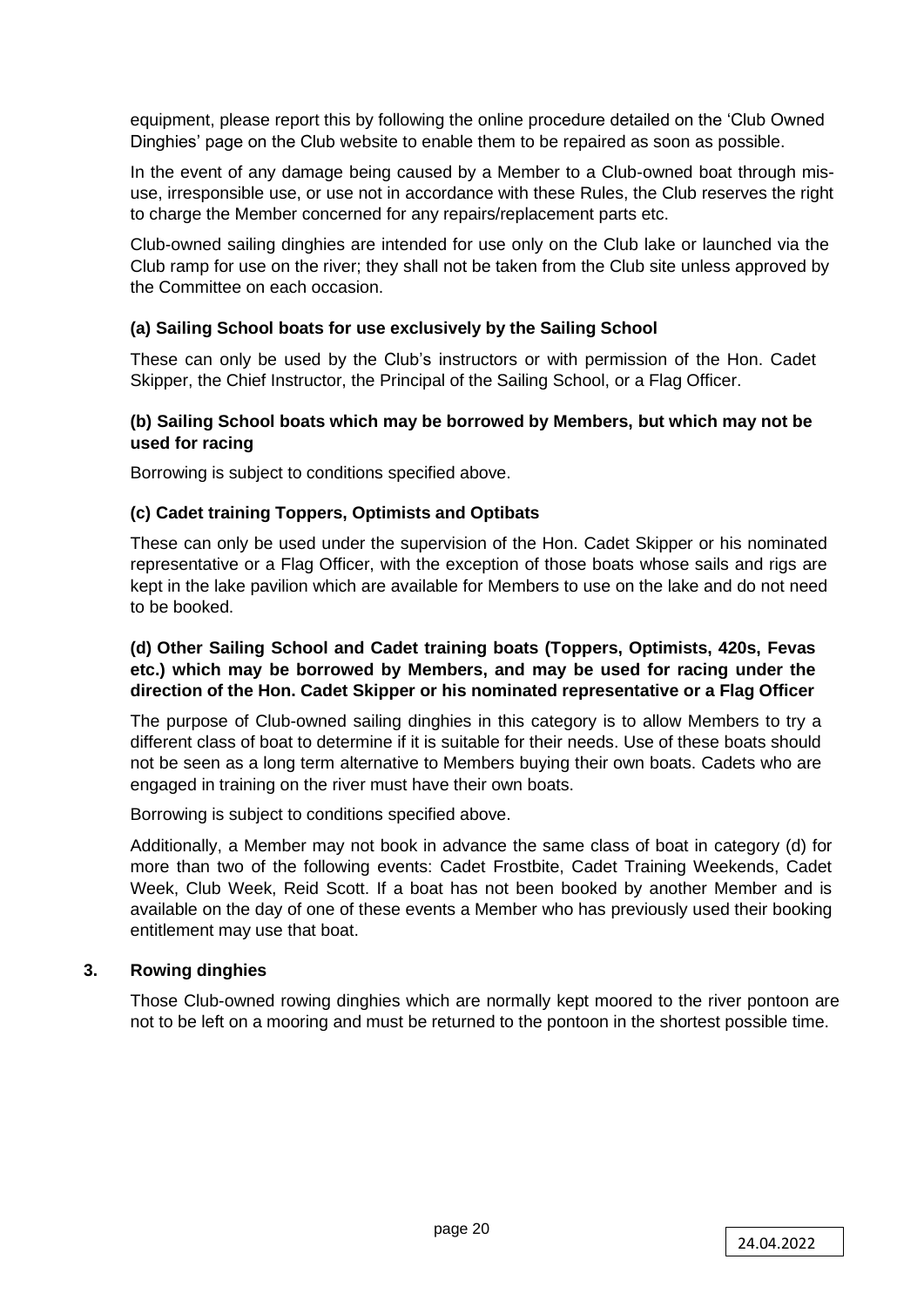equipment, please report this by following the online procedure detailed on the 'Club Owned Dinghies' page on the Club website to enable them to be repaired as soon as possible.

In the event of any damage being caused by a Member to a Club-owned boat through mis-use, irresponsible use, or use not in accordance with these Rules, the Club reserves the right to charge the Member concerned for any repairs/replacement parts etc.

Club-owned sailing dinghies are intended for use only on the Club lake or launched via the Club ramp for use on the river; they shall not be taken from the Club site unless approved by the Committee on each occasion.

**(a) Sailing School boats for use exclusively by the Sailing School**

These can only be used by the Club's instructors or with permission of the Hon. Cadet Skipper, the Chief Instructor, the Principal of the Sailing School, or a Flag Officer.

**(b) Sailing School boats which may be borrowed by Members, but which may not be used for racing**

Borrowing is subject to conditions specified above.

**(c) Cadet training Toppers, Optimists and Optibats**

These can only be used under the supervision of the Hon. Cadet Skipper or his nominated representative or a Flag Officer, with the exception of those boats whose sails and rigs are kept in the lake pavilion which are available for Members to use on the lake and do not need to be booked.

**(d) Other Sailing School and Cadet training boats (Toppers, Optimists, 420s, Fevas etc.) which may be borrowed by Members, and may be used for racing under the direction of the Hon. Cadet Skipper or his nominated representative or a Flag Officer**

The purpose of Club-owned sailing dinghies in this category is to allow Members to try a different class of boat to determine if it is suitable for their needs. Use of these boats should not be seen as a long term alternative to Members buying their own boats. Cadets who are engaged in training on the river must have their own boats.

Borrowing is subject to conditions specified above.

Additionally, a Member may not book in advance the same class of boat in category (d) for more than two of the following events: Cadet Frostbite, Cadet Training Weekends, Cadet Week, Club Week, Reid Scott. If a boat has not been booked by another Member and is available on the day of one of these events a Member who has previously used their booking entitlement may use that boat.

## 3. Rowing dinghies

Those Club-owned rowing dinghies which are normally kept moored to the river pontoon are not to be left on a mooring and must be returned to the pontoon in the shortest possible time.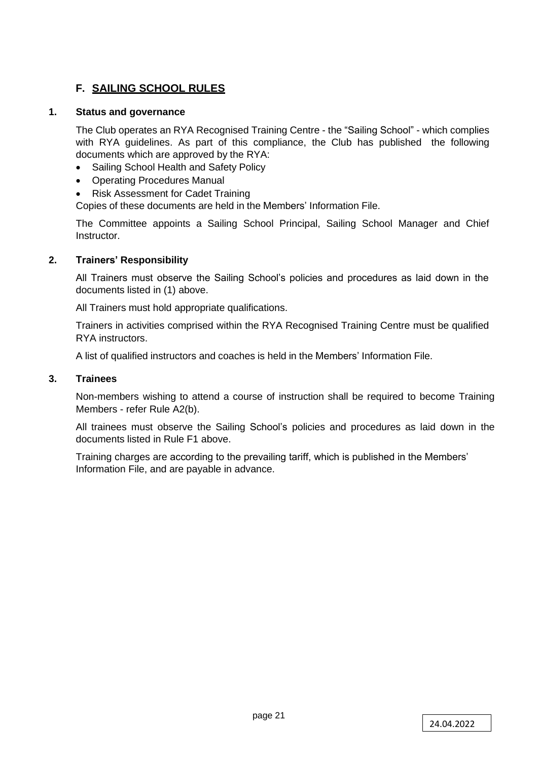## F. SAILING SCHOOL RULES

### 1. Status and governance

The Club operates an RYA Recognised Training Centre - the "Sailing School" - which complies with RYA guidelines. As part of this compliance, the Club has published the following documents which are approved by the RYA:

- Sailing School Health and Safety Policy
- Operating Procedures Manual
- Risk Assessment for Cadet Training

Copies of these documents are held in the Members' Information File.

The Committee appoints a Sailing School Principal, Sailing School Manager and Chief Instructor.

### 2. Trainers' Responsibility

All Trainers must observe the Sailing School's policies and procedures as laid down in the documents listed in (1) above.

All Trainers must hold appropriate qualifications.

Trainers in activities comprised within the RYA Recognised Training Centre must be qualified RYA instructors.

A list of qualified instructors and coaches is held in the Members' Information File.

### 3. Trainees

Non-members wishing to attend a course of instruction shall be required to become Training Members - refer Rule A2(b).

All trainees must observe the Sailing School's policies and procedures as laid down in the documents listed in Rule F1 above.

Training charges are according to the prevailing tariff, which is published in the Members' Information File, and are payable in advance.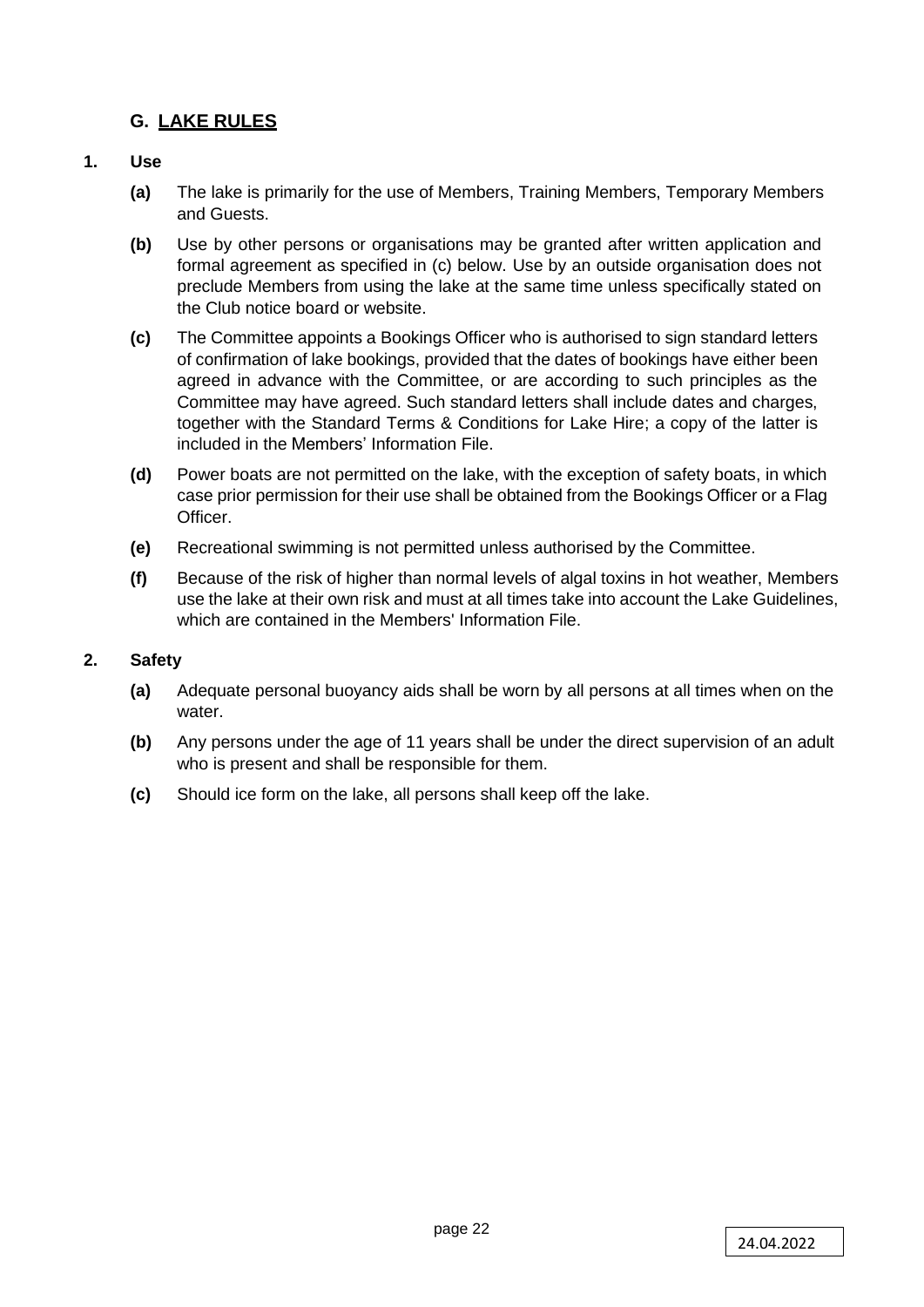## G. LAKE RULES

**1. Use**

**(a)** The lake is primarily for the use of Members, Training Members, Temporary Members and Guests.

**(b)** Use by other persons or organisations may be granted after written application and formal agreement as specified in (c) below. Use by an outside organisation does not preclude Members from using the lake at the same time unless specifically stated on the Club notice board or website.

**(c)** The Committee appoints a Bookings Officer who is authorised to sign standard letters of confirmation of lake bookings, provided that the dates of bookings have either been agreed in advance with the Committee, or are according to such principles as the Committee may have agreed. Such standard letters shall include dates and charges, together with the Standard Terms & Conditions for Lake Hire; a copy of the latter is included in the Members' Information File.

**(d)** Power boats are not permitted on the lake, with the exception of safety boats, in which case prior permission for their use shall be obtained from the Bookings Officer or a Flag Officer.

**(e)** Recreational swimming is not permitted unless authorised by the Committee.

**(f)** Because of the risk of higher than normal levels of algal toxins in hot weather, Members use the lake at their own risk and must at all times take into account the Lake Guidelines, which are contained in the Members' Information File.

**2. Safety**

**(a)** Adequate personal buoyancy aids shall be worn by all persons at all times when on the water.

**(b)** Any persons under the age of 11 years shall be under the direct supervision of an adult who is present and shall be responsible for them.

**(c)** Should ice form on the lake, all persons shall keep off the lake.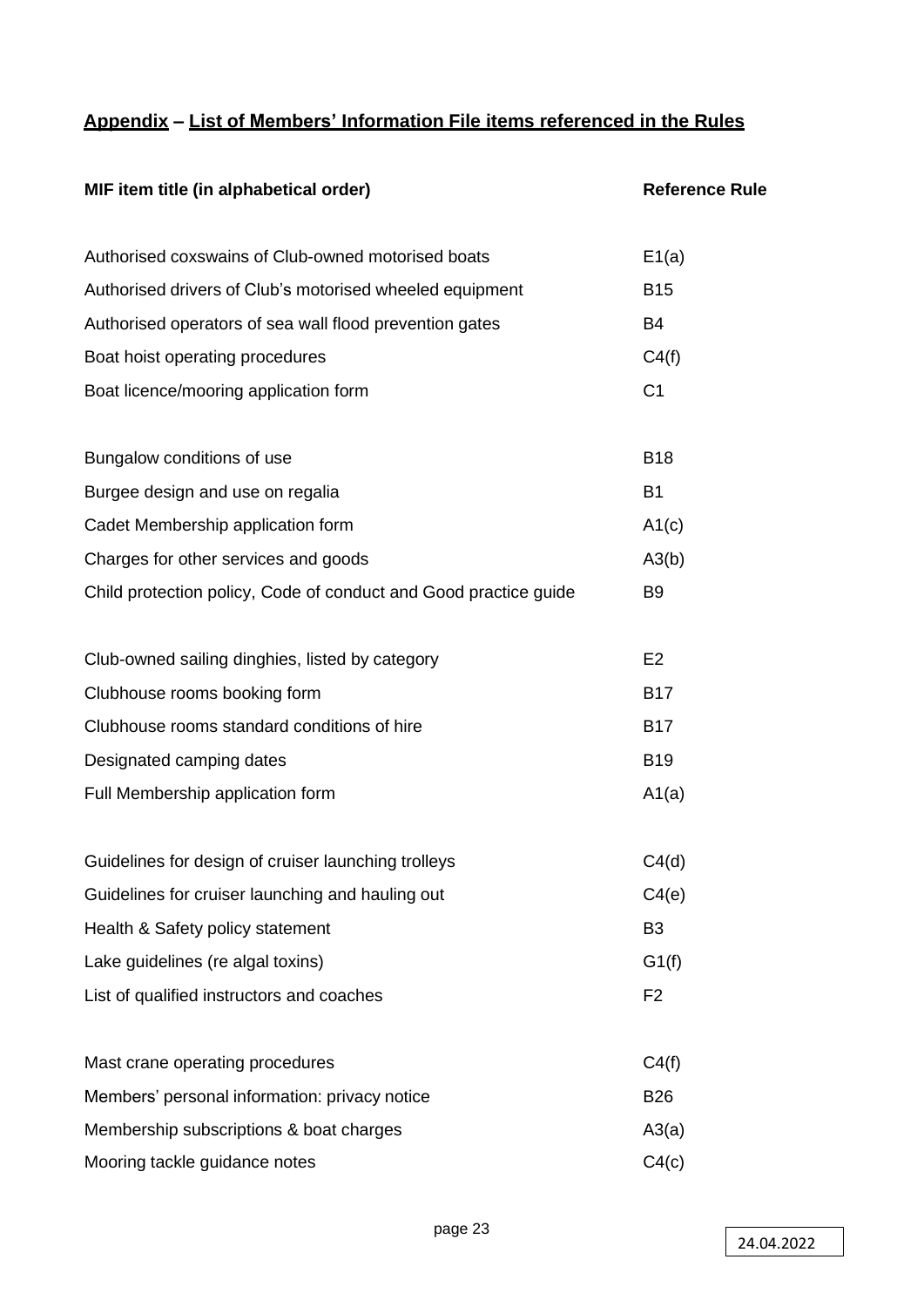## **Appendix – List of Members' Information File items referenced in the Rules**

| MIF item title (in alphabetical order) | Reference Rule |
|---|---|
| Authorised coxswains of Club-owned motorised boats | E1(a) |
| Authorised drivers of Club's motorised wheeled equipment | B15 |
| Authorised operators of sea wall flood prevention gates | B4 |
| Boat hoist operating procedures | C4(f) |
| Boat licence/mooring application form | C1 |
| Bungalow conditions of use | B18 |
| Burgee design and use on regalia | B1 |
| Cadet Membership application form | A1(c) |
| Charges for other services and goods | A3(b) |
| Child protection policy, Code of conduct and Good practice guide | B9 |
| Club-owned sailing dinghies, listed by category | E2 |
| Clubhouse rooms booking form | B17 |
| Clubhouse rooms standard conditions of hire | B17 |
| Designated camping dates | B19 |
| Full Membership application form | A1(a) |
| Guidelines for design of cruiser launching trolleys | C4(d) |
| Guidelines for cruiser launching and hauling out | C4(e) |
| Health & Safety policy statement | B3 |
| Lake guidelines (re algal toxins) | G1(f) |
| List of qualified instructors and coaches | F2 |
| Mast crane operating procedures | C4(f) |
| Members' personal information: privacy notice | B26 |
| Membership subscriptions & boat charges | A3(a) |
| Mooring tackle guidance notes | C4(c) |

24.04.2022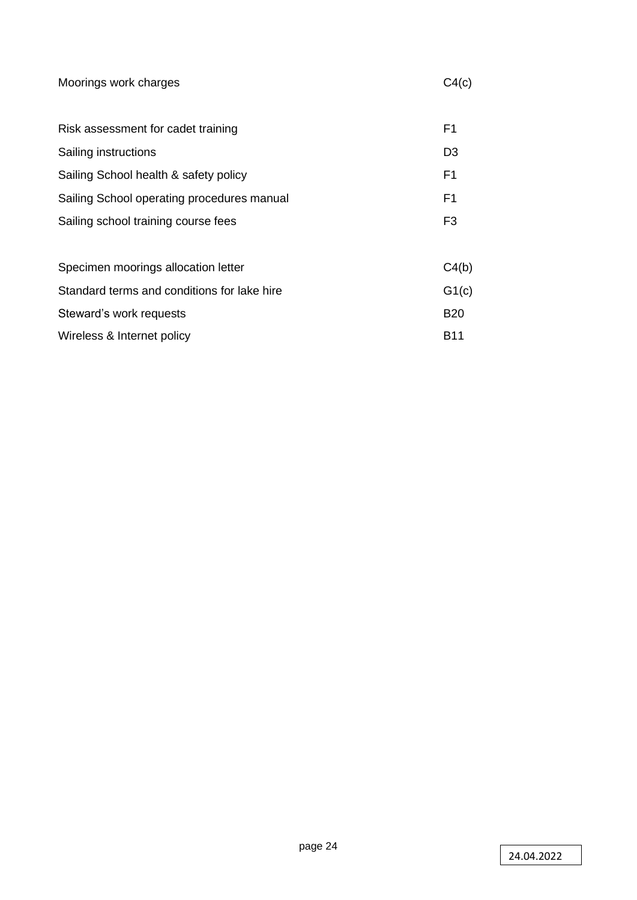| | |
|---|---|
| Moorings work charges | C4(c) |
| | |
| Risk assessment for cadet training | F1 |
| Sailing instructions | D3 |
| Sailing School health & safety policy | F1 |
| Sailing School operating procedures manual | F1 |
| Sailing school training course fees | F3 |
| | |
| Specimen moorings allocation letter | C4(b) |
| Standard terms and conditions for lake hire | G1(c) |
| Steward's work requests | B20 |
| Wireless & Internet policy | B11 |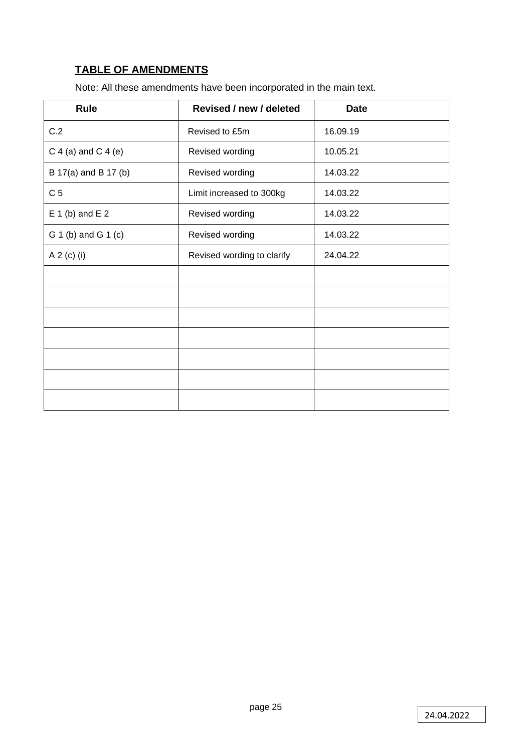## TABLE OF AMENDMENTS

Note: All these amendments have been incorporated in the main text.

| Rule | Revised / new / deleted | Date |
|---|---|---|
| C.2 | Revised to £5m | 16.09.19 |
| C 4 (a) and C 4 (e) | Revised wording | 10.05.21 |
| B 17(a) and B 17 (b) | Revised wording | 14.03.22 |
| C 5 | Limit increased to 300kg | 14.03.22 |
| E 1 (b) and E 2 | Revised wording | 14.03.22 |
| G 1 (b) and G 1 (c) | Revised wording | 14.03.22 |
| A 2 (c) (i) | Revised wording to clarify | 24.04.22 |
| | | |
| | | |
| | | |
| | | |
| | | |
| | | |
| | | |